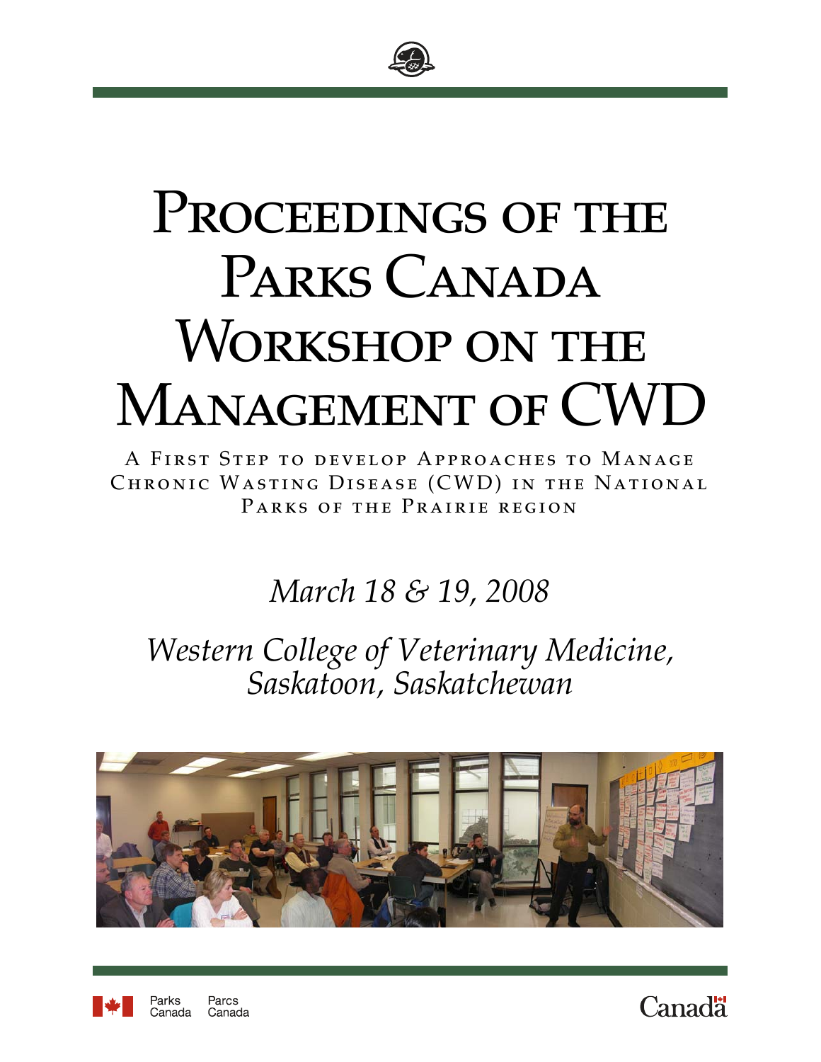# Proceedings of the Parks Canada Workshop on the Management of CWD

A First Step to develop Approaches to Manage Chronic Wasting Disease (CWD) in the National Parks of the Prairie region

*March 18 & 19, 2008*

*Western College of Veterinary Medicine, Saskatoon, Saskatchewan*

Parks Canada  Parcs Canada

Canada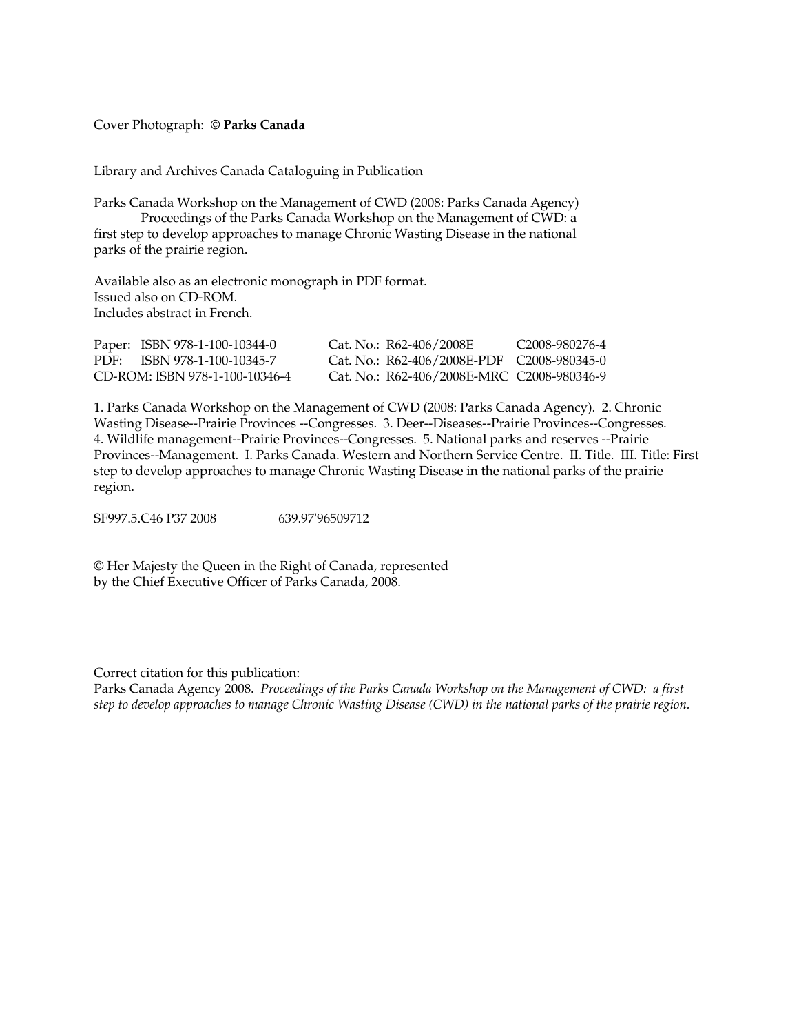Cover Photograph: **© Parks Canada**

Library and Archives Canada Cataloguing in Publication

Parks Canada Workshop on the Management of CWD (2008: Parks Canada Agency)
Proceedings of the Parks Canada Workshop on the Management of CWD: a first step to develop approaches to manage Chronic Wasting Disease in the national parks of the prairie region.

Available also as an electronic monograph in PDF format.
Issued also on CD-ROM.
Includes abstract in French.

| | | |
|---|---|---|
| Paper: ISBN 978-1-100-10344-0 | Cat. No.: R62-406/2008E | C2008-980276-4 |
| PDF: ISBN 978-1-100-10345-7 | Cat. No.: R62-406/2008E-PDF | C2008-980345-0 |
| CD-ROM: ISBN 978-1-100-10346-4 | Cat. No.: R62-406/2008E-MRC | C2008-980346-9 |

1. Parks Canada Workshop on the Management of CWD (2008: Parks Canada Agency). 2. Chronic Wasting Disease--Prairie Provinces --Congresses. 3. Deer--Diseases--Prairie Provinces--Congresses. 4. Wildlife management--Prairie Provinces--Congresses. 5. National parks and reserves --Prairie Provinces--Management. I. Parks Canada. Western and Northern Service Centre. II. Title. III. Title: First step to develop approaches to manage Chronic Wasting Disease in the national parks of the prairie region.

SF997.5.C46 P37 2008 639.97'96509712

© Her Majesty the Queen in the Right of Canada, represented by the Chief Executive Officer of Parks Canada, 2008.

Correct citation for this publication:
Parks Canada Agency 2008. *Proceedings of the Parks Canada Workshop on the Management of CWD: a first step to develop approaches to manage Chronic Wasting Disease (CWD) in the national parks of the prairie region.*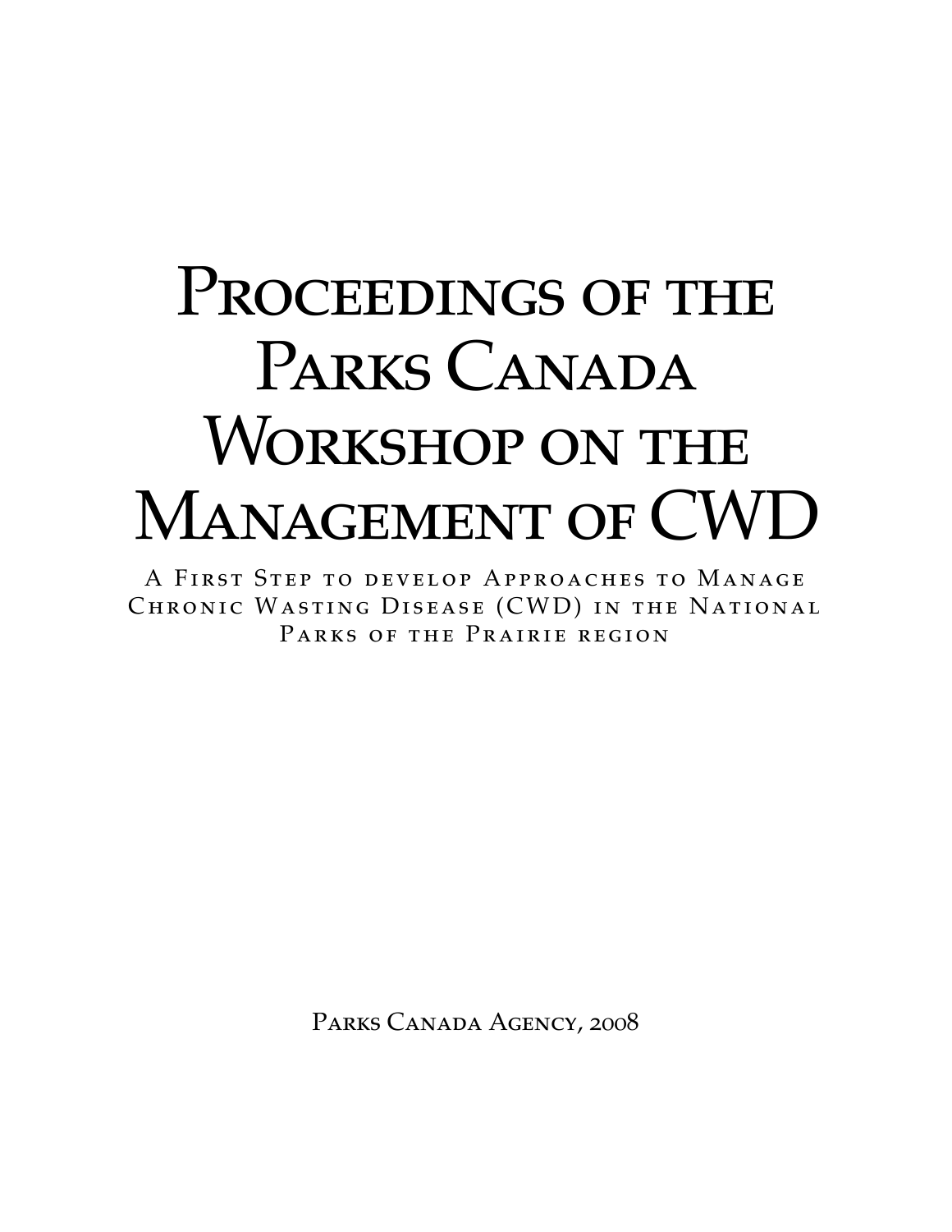# Proceedings of the Parks Canada Workshop on the Management of CWD

A First Step to develop Approaches to Manage Chronic Wasting Disease (CWD) in the National Parks of the Prairie region

Parks Canada Agency, 2008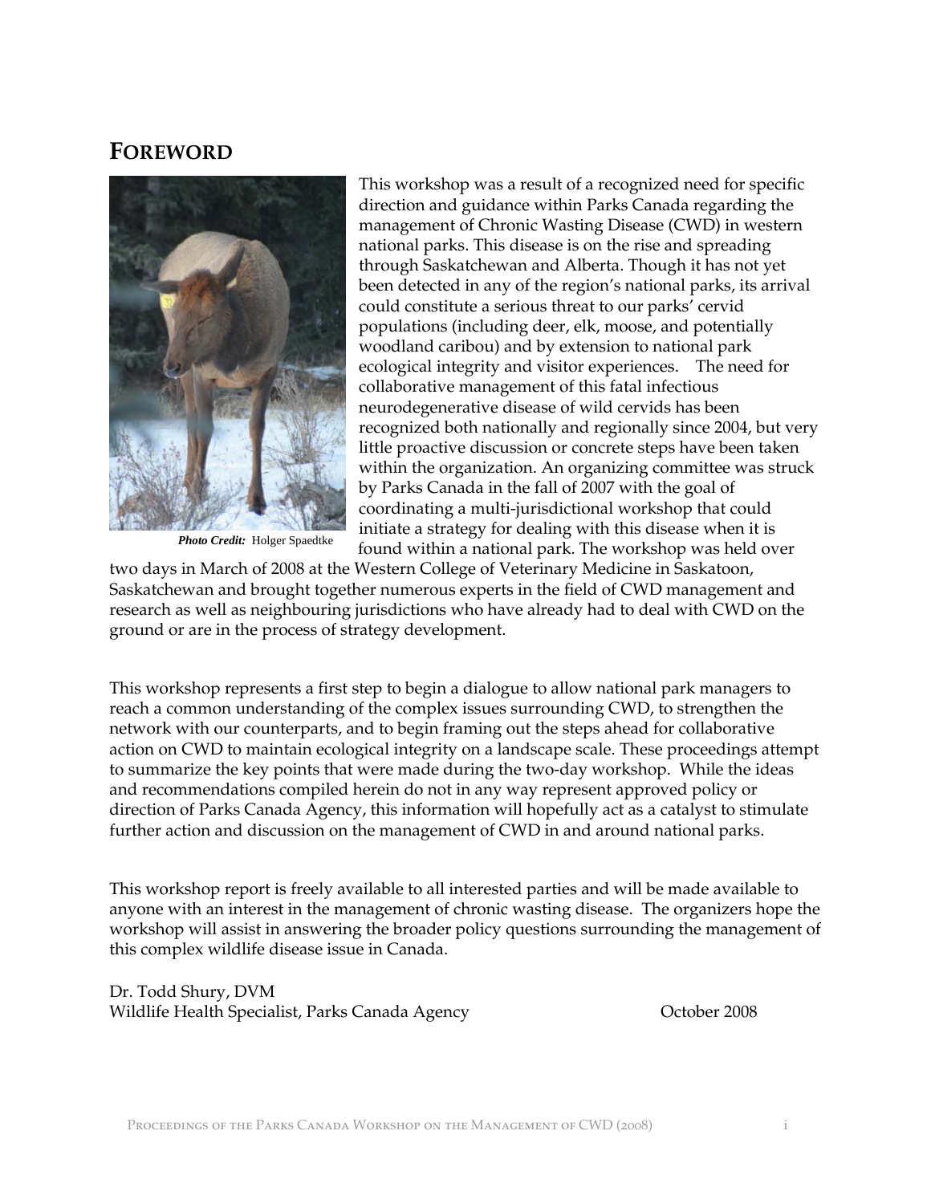## FOREWORD

*Photo Credit:* Holger Spaedtke

This workshop was a result of a recognized need for specific direction and guidance within Parks Canada regarding the management of Chronic Wasting Disease (CWD) in western national parks. This disease is on the rise and spreading through Saskatchewan and Alberta. Though it has not yet been detected in any of the region's national parks, its arrival could constitute a serious threat to our parks' cervid populations (including deer, elk, moose, and potentially woodland caribou) and by extension to national park ecological integrity and visitor experiences. The need for collaborative management of this fatal infectious neurodegenerative disease of wild cervids has been recognized both nationally and regionally since 2004, but very little proactive discussion or concrete steps have been taken within the organization. An organizing committee was struck by Parks Canada in the fall of 2007 with the goal of coordinating a multi-jurisdictional workshop that could initiate a strategy for dealing with this disease when it is found within a national park. The workshop was held over two days in March of 2008 at the Western College of Veterinary Medicine in Saskatoon, Saskatchewan and brought together numerous experts in the field of CWD management and research as well as neighbouring jurisdictions who have already had to deal with CWD on the ground or are in the process of strategy development.

This workshop represents a first step to begin a dialogue to allow national park managers to reach a common understanding of the complex issues surrounding CWD, to strengthen the network with our counterparts, and to begin framing out the steps ahead for collaborative action on CWD to maintain ecological integrity on a landscape scale. These proceedings attempt to summarize the key points that were made during the two-day workshop. While the ideas and recommendations compiled herein do not in any way represent approved policy or direction of Parks Canada Agency, this information will hopefully act as a catalyst to stimulate further action and discussion on the management of CWD in and around national parks.

This workshop report is freely available to all interested parties and will be made available to anyone with an interest in the management of chronic wasting disease. The organizers hope the workshop will assist in answering the broader policy questions surrounding the management of this complex wildlife disease issue in Canada.

Dr. Todd Shury, DVM
Wildlife Health Specialist, Parks Canada Agency

October 2008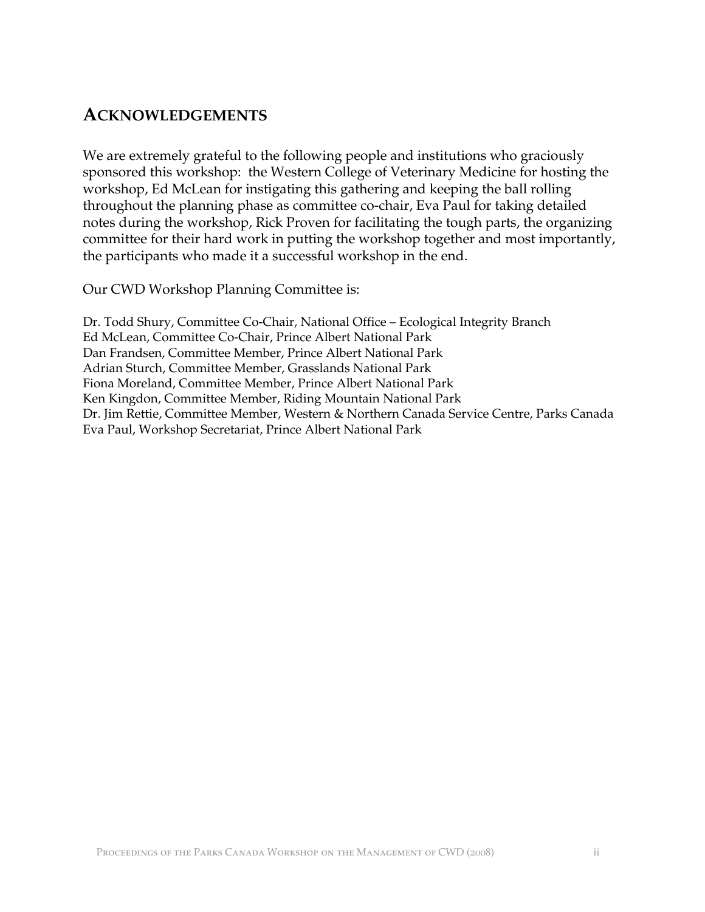## ACKNOWLEDGEMENTS

We are extremely grateful to the following people and institutions who graciously sponsored this workshop: the Western College of Veterinary Medicine for hosting the workshop, Ed McLean for instigating this gathering and keeping the ball rolling throughout the planning phase as committee co-chair, Eva Paul for taking detailed notes during the workshop, Rick Proven for facilitating the tough parts, the organizing committee for their hard work in putting the workshop together and most importantly, the participants who made it a successful workshop in the end.

Our CWD Workshop Planning Committee is:

Dr. Todd Shury, Committee Co-Chair, National Office – Ecological Integrity Branch
Ed McLean, Committee Co-Chair, Prince Albert National Park
Dan Frandsen, Committee Member, Prince Albert National Park
Adrian Sturch, Committee Member, Grasslands National Park
Fiona Moreland, Committee Member, Prince Albert National Park
Ken Kingdon, Committee Member, Riding Mountain National Park
Dr. Jim Rettie, Committee Member, Western & Northern Canada Service Centre, Parks Canada
Eva Paul, Workshop Secretariat, Prince Albert National Park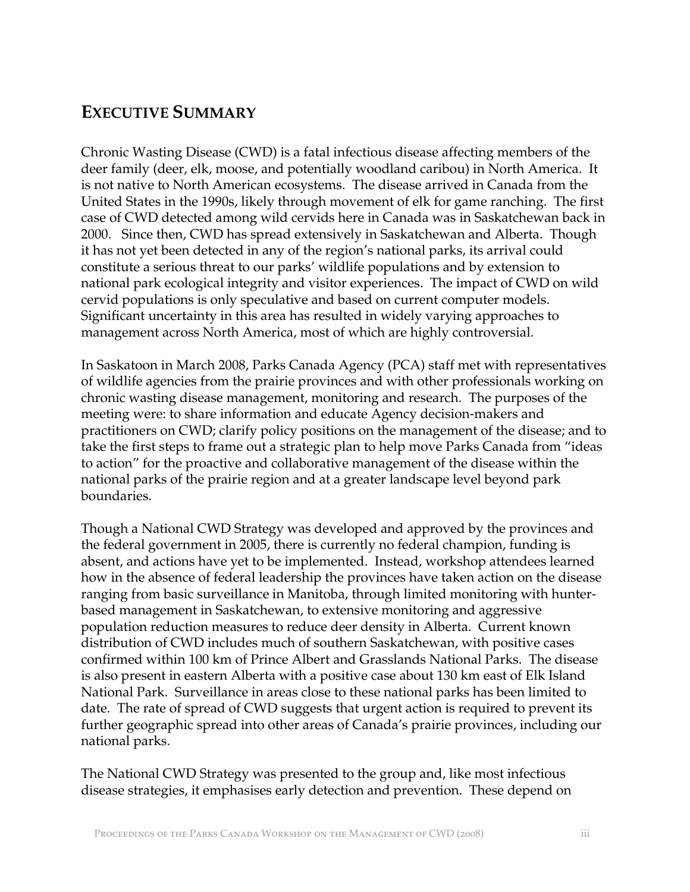## EXECUTIVE SUMMARY

Chronic Wasting Disease (CWD) is a fatal infectious disease affecting members of the deer family (deer, elk, moose, and potentially woodland caribou) in North America. It is not native to North American ecosystems. The disease arrived in Canada from the United States in the 1990s, likely through movement of elk for game ranching. The first case of CWD detected among wild cervids here in Canada was in Saskatchewan back in 2000. Since then, CWD has spread extensively in Saskatchewan and Alberta. Though it has not yet been detected in any of the region's national parks, its arrival could constitute a serious threat to our parks' wildlife populations and by extension to national park ecological integrity and visitor experiences. The impact of CWD on wild cervid populations is only speculative and based on current computer models. Significant uncertainty in this area has resulted in widely varying approaches to management across North America, most of which are highly controversial.

In Saskatoon in March 2008, Parks Canada Agency (PCA) staff met with representatives of wildlife agencies from the prairie provinces and with other professionals working on chronic wasting disease management, monitoring and research. The purposes of the meeting were: to share information and educate Agency decision-makers and practitioners on CWD; clarify policy positions on the management of the disease; and to take the first steps to frame out a strategic plan to help move Parks Canada from "ideas to action" for the proactive and collaborative management of the disease within the national parks of the prairie region and at a greater landscape level beyond park boundaries.

Though a National CWD Strategy was developed and approved by the provinces and the federal government in 2005, there is currently no federal champion, funding is absent, and actions have yet to be implemented. Instead, workshop attendees learned how in the absence of federal leadership the provinces have taken action on the disease ranging from basic surveillance in Manitoba, through limited monitoring with hunter-based management in Saskatchewan, to extensive monitoring and aggressive population reduction measures to reduce deer density in Alberta. Current known distribution of CWD includes much of southern Saskatchewan, with positive cases confirmed within 100 km of Prince Albert and Grasslands National Parks. The disease is also present in eastern Alberta with a positive case about 130 km east of Elk Island National Park. Surveillance in areas close to these national parks has been limited to date. The rate of spread of CWD suggests that urgent action is required to prevent its further geographic spread into other areas of Canada's prairie provinces, including our national parks.

The National CWD Strategy was presented to the group and, like most infectious disease strategies, it emphasises early detection and prevention. These depend on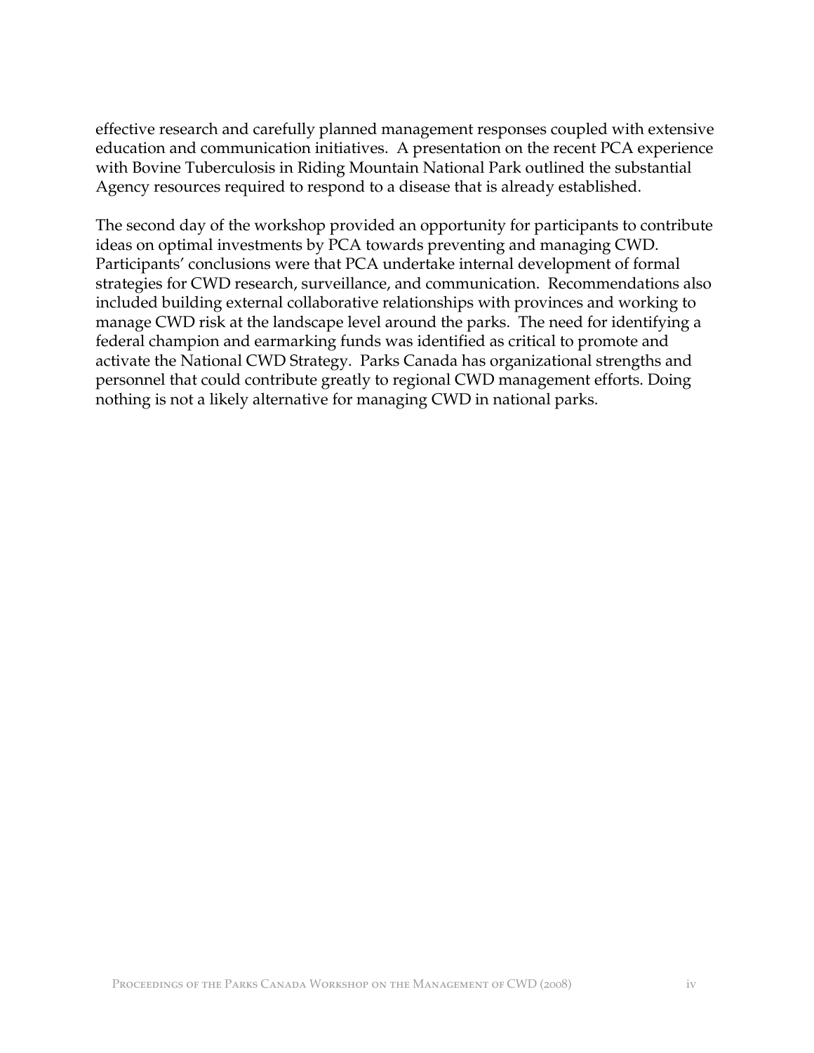effective research and carefully planned management responses coupled with extensive education and communication initiatives. A presentation on the recent PCA experience with Bovine Tuberculosis in Riding Mountain National Park outlined the substantial Agency resources required to respond to a disease that is already established.

The second day of the workshop provided an opportunity for participants to contribute ideas on optimal investments by PCA towards preventing and managing CWD. Participants' conclusions were that PCA undertake internal development of formal strategies for CWD research, surveillance, and communication. Recommendations also included building external collaborative relationships with provinces and working to manage CWD risk at the landscape level around the parks. The need for identifying a federal champion and earmarking funds was identified as critical to promote and activate the National CWD Strategy. Parks Canada has organizational strengths and personnel that could contribute greatly to regional CWD management efforts. Doing nothing is not a likely alternative for managing CWD in national parks.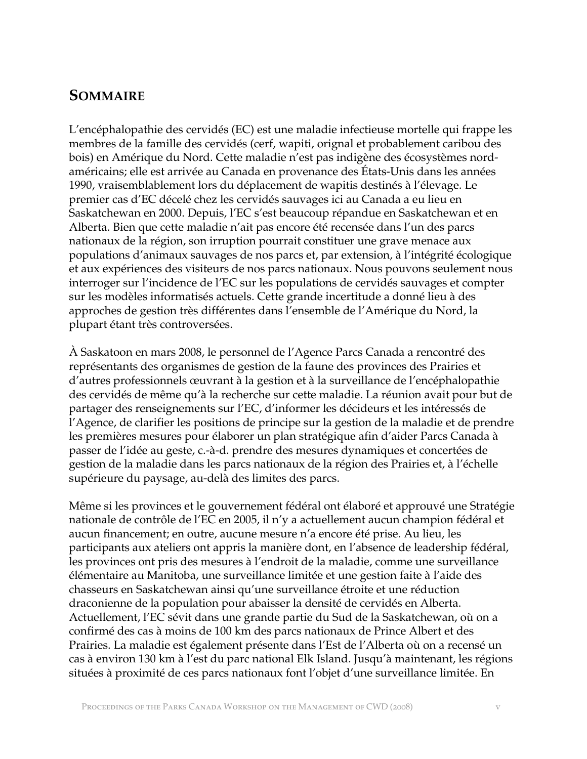## SOMMAIRE

L'encéphalopathie des cervidés (EC) est une maladie infectieuse mortelle qui frappe les membres de la famille des cervidés (cerf, wapiti, orignal et probablement caribou des bois) en Amérique du Nord. Cette maladie n'est pas indigène des écosystèmes nord-américains; elle est arrivée au Canada en provenance des États-Unis dans les années 1990, vraisemblablement lors du déplacement de wapitis destinés à l'élevage. Le premier cas d'EC décelé chez les cervidés sauvages ici au Canada a eu lieu en Saskatchewan en 2000. Depuis, l'EC s'est beaucoup répandue en Saskatchewan et en Alberta. Bien que cette maladie n'ait pas encore été recensée dans l'un des parcs nationaux de la région, son irruption pourrait constituer une grave menace aux populations d'animaux sauvages de nos parcs et, par extension, à l'intégrité écologique et aux expériences des visiteurs de nos parcs nationaux. Nous pouvons seulement nous interroger sur l'incidence de l'EC sur les populations de cervidés sauvages et compter sur les modèles informatisés actuels. Cette grande incertitude a donné lieu à des approches de gestion très différentes dans l'ensemble de l'Amérique du Nord, la plupart étant très controversées.

À Saskatoon en mars 2008, le personnel de l'Agence Parcs Canada a rencontré des représentants des organismes de gestion de la faune des provinces des Prairies et d'autres professionnels œuvrant à la gestion et à la surveillance de l'encéphalopathie des cervidés de même qu'à la recherche sur cette maladie. La réunion avait pour but de partager des renseignements sur l'EC, d'informer les décideurs et les intéressés de l'Agence, de clarifier les positions de principe sur la gestion de la maladie et de prendre les premières mesures pour élaborer un plan stratégique afin d'aider Parcs Canada à passer de l'idée au geste, c.-à-d. prendre des mesures dynamiques et concertées de gestion de la maladie dans les parcs nationaux de la région des Prairies et, à l'échelle supérieure du paysage, au-delà des limites des parcs.

Même si les provinces et le gouvernement fédéral ont élaboré et approuvé une Stratégie nationale de contrôle de l'EC en 2005, il n'y a actuellement aucun champion fédéral et aucun financement; en outre, aucune mesure n'a encore été prise. Au lieu, les participants aux ateliers ont appris la manière dont, en l'absence de leadership fédéral, les provinces ont pris des mesures à l'endroit de la maladie, comme une surveillance élémentaire au Manitoba, une surveillance limitée et une gestion faite à l'aide des chasseurs en Saskatchewan ainsi qu'une surveillance étroite et une réduction draconienne de la population pour abaisser la densité de cervidés en Alberta. Actuellement, l'EC sévit dans une grande partie du Sud de la Saskatchewan, où on a confirmé des cas à moins de 100 km des parcs nationaux de Prince Albert et des Prairies. La maladie est également présente dans l'Est de l'Alberta où on a recensé un cas à environ 130 km à l'est du parc national Elk Island. Jusqu'à maintenant, les régions situées à proximité de ces parcs nationaux font l'objet d'une surveillance limitée. En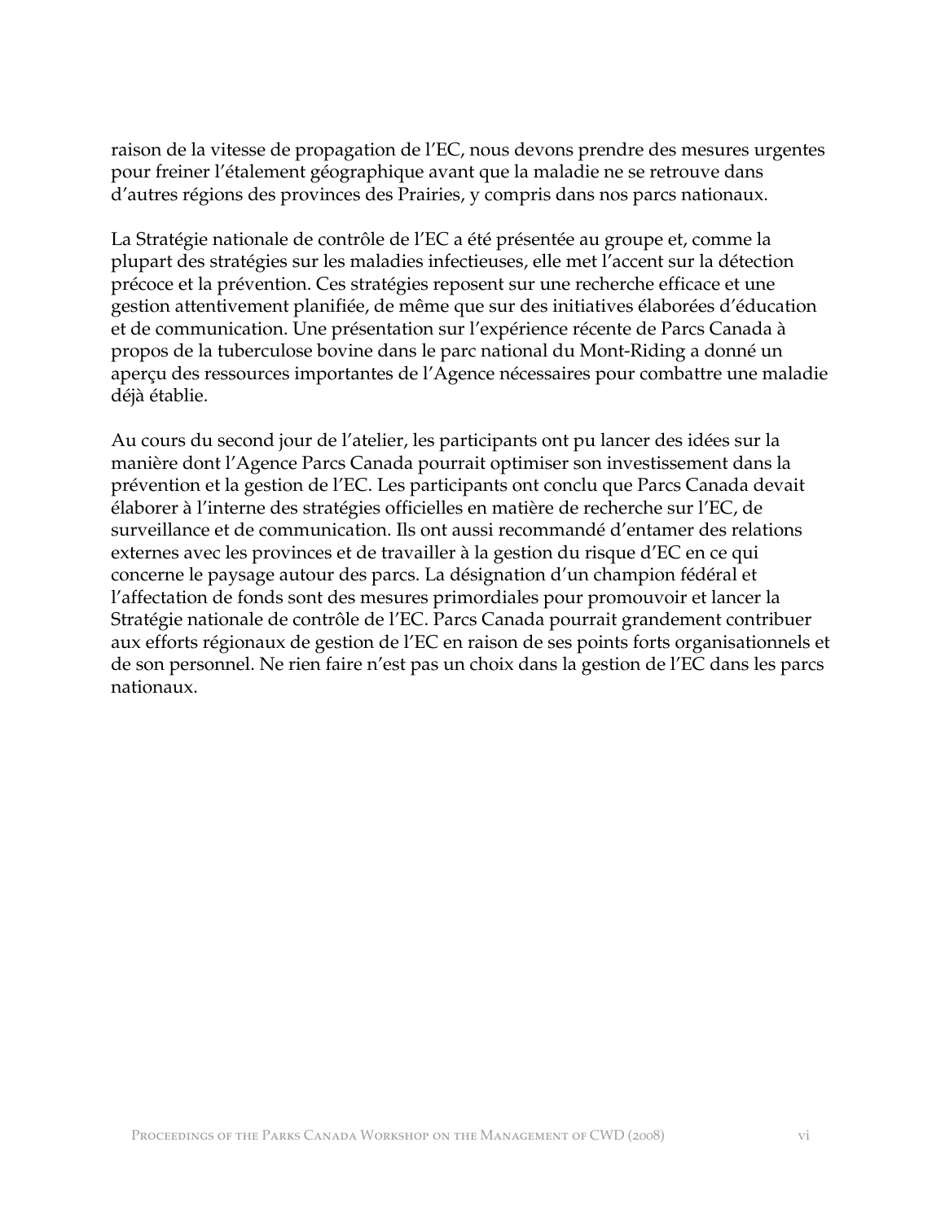raison de la vitesse de propagation de l'EC, nous devons prendre des mesures urgentes pour freiner l'étalement géographique avant que la maladie ne se retrouve dans d'autres régions des provinces des Prairies, y compris dans nos parcs nationaux.

La Stratégie nationale de contrôle de l'EC a été présentée au groupe et, comme la plupart des stratégies sur les maladies infectieuses, elle met l'accent sur la détection précoce et la prévention. Ces stratégies reposent sur une recherche efficace et une gestion attentivement planifiée, de même que sur des initiatives élaborées d'éducation et de communication. Une présentation sur l'expérience récente de Parcs Canada à propos de la tuberculose bovine dans le parc national du Mont-Riding a donné un aperçu des ressources importantes de l'Agence nécessaires pour combattre une maladie déjà établie.

Au cours du second jour de l'atelier, les participants ont pu lancer des idées sur la manière dont l'Agence Parcs Canada pourrait optimiser son investissement dans la prévention et la gestion de l'EC. Les participants ont conclu que Parcs Canada devait élaborer à l'interne des stratégies officielles en matière de recherche sur l'EC, de surveillance et de communication. Ils ont aussi recommandé d'entamer des relations externes avec les provinces et de travailler à la gestion du risque d'EC en ce qui concerne le paysage autour des parcs. La désignation d'un champion fédéral et l'affectation de fonds sont des mesures primordiales pour promouvoir et lancer la Stratégie nationale de contrôle de l'EC. Parcs Canada pourrait grandement contribuer aux efforts régionaux de gestion de l'EC en raison de ses points forts organisationnels et de son personnel. Ne rien faire n'est pas un choix dans la gestion de l'EC dans les parcs nationaux.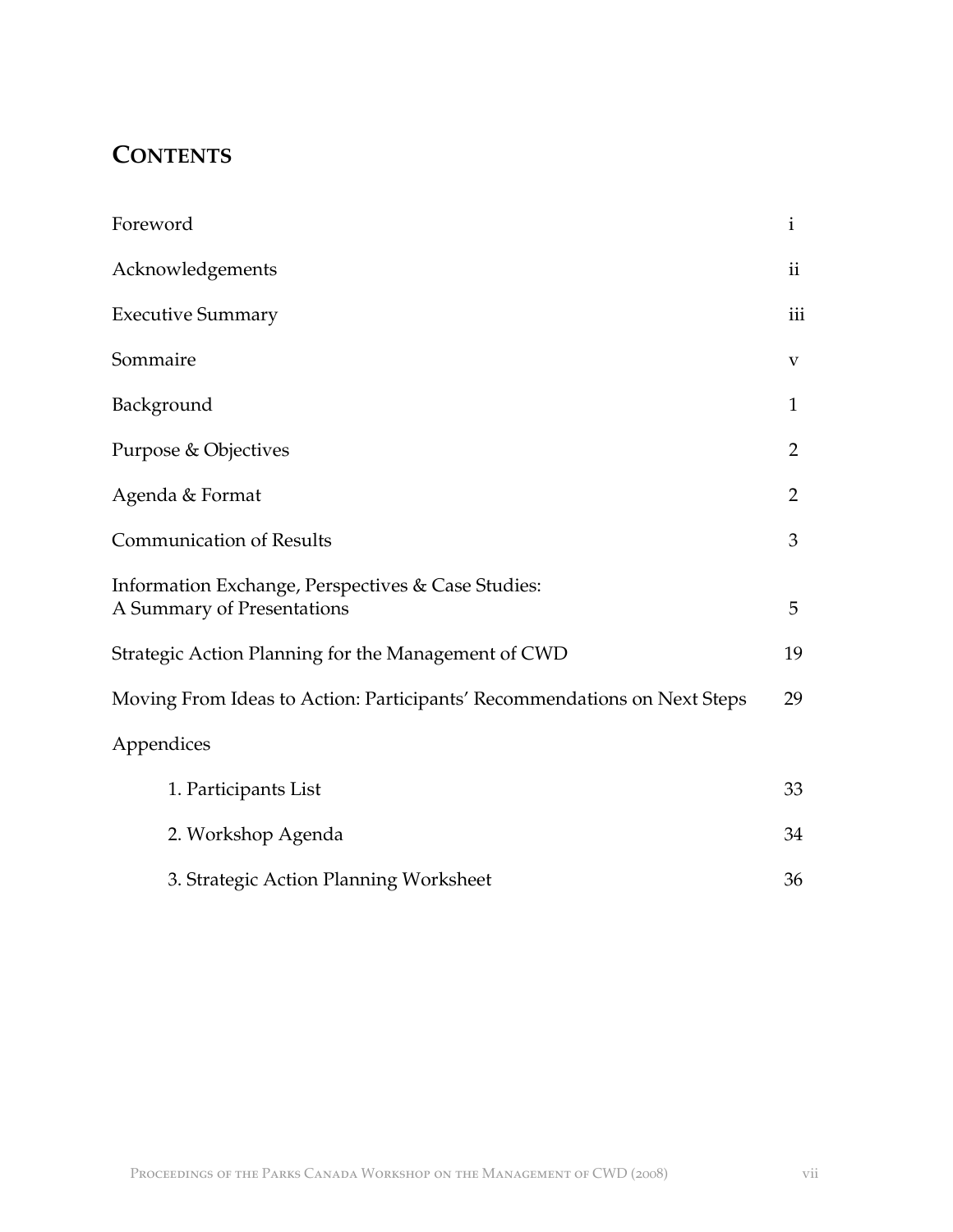## CONTENTS

| | |
|---|---|
| Foreword | i |
| Acknowledgements | ii |
| Executive Summary | iii |
| Sommaire | v |
| Background | 1 |
| Purpose & Objectives | 2 |
| Agenda & Format | 2 |
| Communication of Results | 3 |
| Information Exchange, Perspectives & Case Studies: A Summary of Presentations | 5 |
| Strategic Action Planning for the Management of CWD | 19 |
| Moving From Ideas to Action: Participants' Recommendations on Next Steps | 29 |
| Appendices | |
| 1. Participants List | 33 |
| 2. Workshop Agenda | 34 |
| 3. Strategic Action Planning Worksheet | 36 |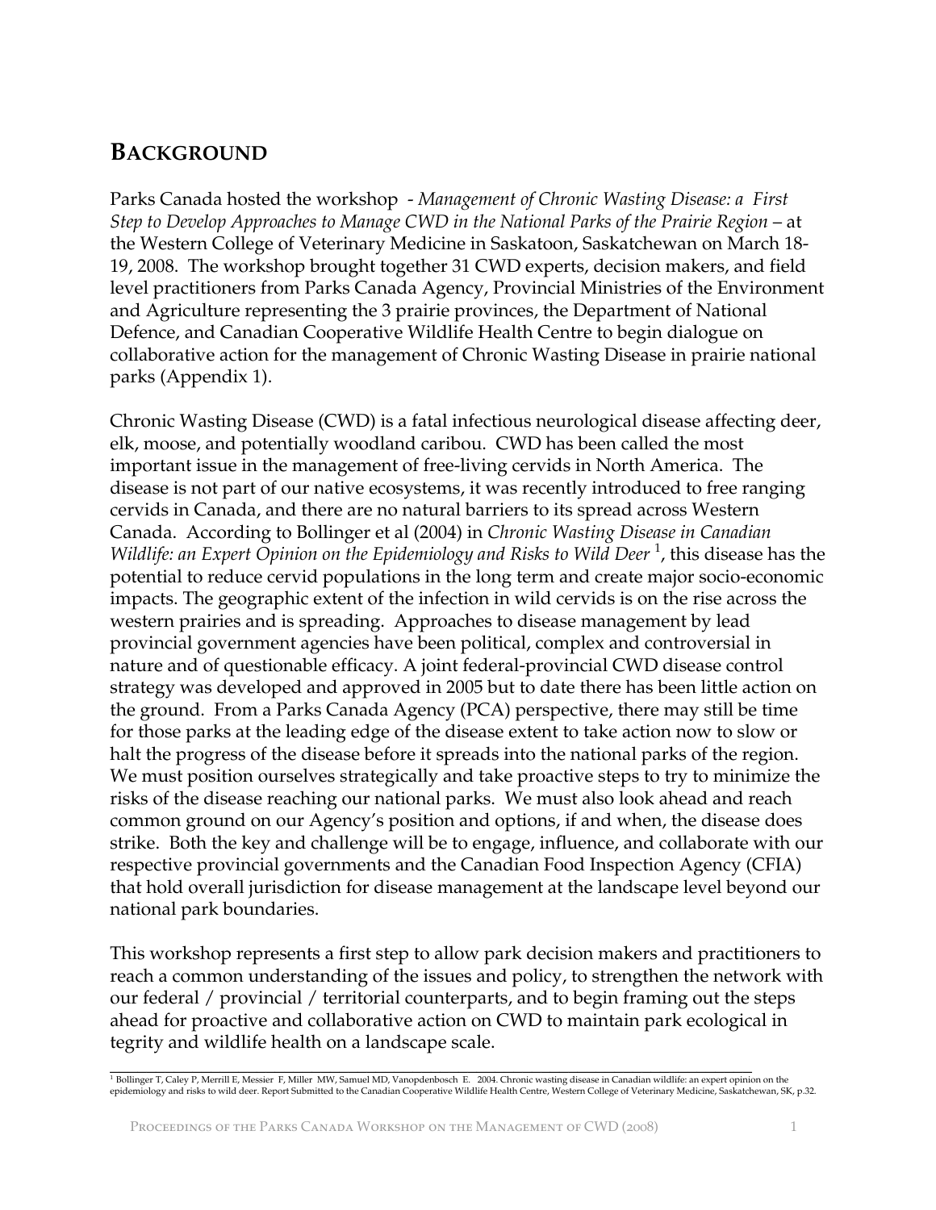## BACKGROUND

Parks Canada hosted the workshop - *Management of Chronic Wasting Disease: a First Step to Develop Approaches to Manage CWD in the National Parks of the Prairie Region* – at the Western College of Veterinary Medicine in Saskatoon, Saskatchewan on March 18-19, 2008. The workshop brought together 31 CWD experts, decision makers, and field level practitioners from Parks Canada Agency, Provincial Ministries of the Environment and Agriculture representing the 3 prairie provinces, the Department of National Defence, and Canadian Cooperative Wildlife Health Centre to begin dialogue on collaborative action for the management of Chronic Wasting Disease in prairie national parks (Appendix 1).

Chronic Wasting Disease (CWD) is a fatal infectious neurological disease affecting deer, elk, moose, and potentially woodland caribou. CWD has been called the most important issue in the management of free-living cervids in North America. The disease is not part of our native ecosystems, it was recently introduced to free ranging cervids in Canada, and there are no natural barriers to its spread across Western Canada. According to Bollinger et al (2004) in *Chronic Wasting Disease in Canadian Wildlife: an Expert Opinion on the Epidemiology and Risks to Wild Deer* [1], this disease has the potential to reduce cervid populations in the long term and create major socio-economic impacts. The geographic extent of the infection in wild cervids is on the rise across the western prairies and is spreading. Approaches to disease management by lead provincial government agencies have been political, complex and controversial in nature and of questionable efficacy. A joint federal-provincial CWD disease control strategy was developed and approved in 2005 but to date there has been little action on the ground. From a Parks Canada Agency (PCA) perspective, there may still be time for those parks at the leading edge of the disease extent to take action now to slow or halt the progress of the disease before it spreads into the national parks of the region. We must position ourselves strategically and take proactive steps to try to minimize the risks of the disease reaching our national parks. We must also look ahead and reach common ground on our Agency's position and options, if and when, the disease does strike. Both the key and challenge will be to engage, influence, and collaborate with our respective provincial governments and the Canadian Food Inspection Agency (CFIA) that hold overall jurisdiction for disease management at the landscape level beyond our national park boundaries.

This workshop represents a first step to allow park decision makers and practitioners to reach a common understanding of the issues and policy, to strengthen the network with our federal / provincial / territorial counterparts, and to begin framing out the steps ahead for proactive and collaborative action on CWD to maintain park ecological in tegrity and wildlife health on a landscape scale.

---

[1] Bollinger T, Caley P, Merrill E, Messier F, Miller MW, Samuel MD, Vanopdenbosch E. 2004. Chronic wasting disease in Canadian wildlife: an expert opinion on the epidemiology and risks to wild deer. Report Submitted to the Canadian Cooperative Wildlife Health Centre, Western College of Veterinary Medicine, Saskatchewan, SK, p.32.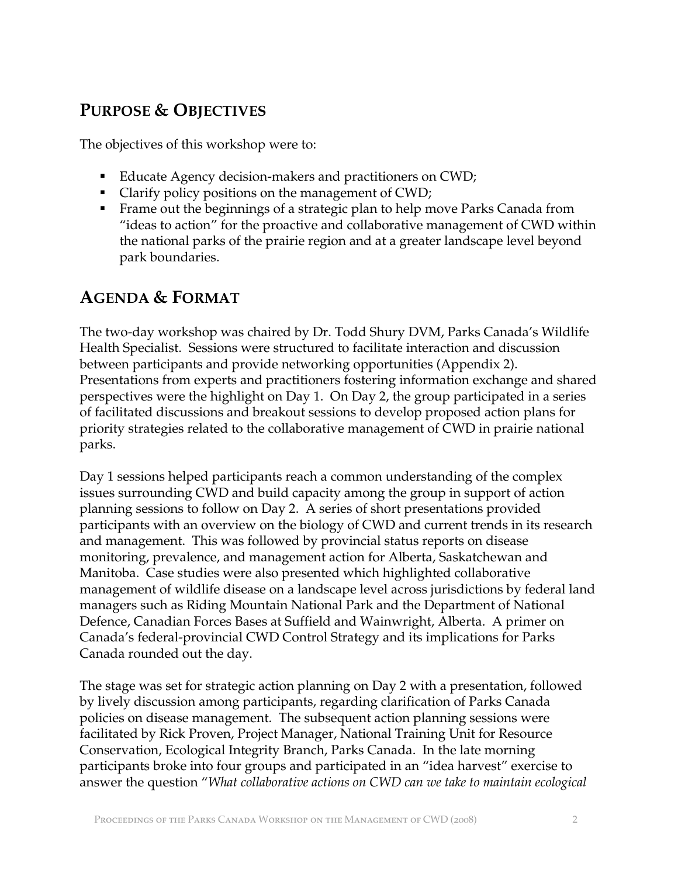## PURPOSE & OBJECTIVES

The objectives of this workshop were to:

- Educate Agency decision-makers and practitioners on CWD;
- Clarify policy positions on the management of CWD;
- Frame out the beginnings of a strategic plan to help move Parks Canada from "ideas to action" for the proactive and collaborative management of CWD within the national parks of the prairie region and at a greater landscape level beyond park boundaries.

## AGENDA & FORMAT

The two-day workshop was chaired by Dr. Todd Shury DVM, Parks Canada's Wildlife Health Specialist. Sessions were structured to facilitate interaction and discussion between participants and provide networking opportunities (Appendix 2). Presentations from experts and practitioners fostering information exchange and shared perspectives were the highlight on Day 1. On Day 2, the group participated in a series of facilitated discussions and breakout sessions to develop proposed action plans for priority strategies related to the collaborative management of CWD in prairie national parks.

Day 1 sessions helped participants reach a common understanding of the complex issues surrounding CWD and build capacity among the group in support of action planning sessions to follow on Day 2. A series of short presentations provided participants with an overview on the biology of CWD and current trends in its research and management. This was followed by provincial status reports on disease monitoring, prevalence, and management action for Alberta, Saskatchewan and Manitoba. Case studies were also presented which highlighted collaborative management of wildlife disease on a landscape level across jurisdictions by federal land managers such as Riding Mountain National Park and the Department of National Defence, Canadian Forces Bases at Suffield and Wainwright, Alberta. A primer on Canada's federal-provincial CWD Control Strategy and its implications for Parks Canada rounded out the day.

The stage was set for strategic action planning on Day 2 with a presentation, followed by lively discussion among participants, regarding clarification of Parks Canada policies on disease management. The subsequent action planning sessions were facilitated by Rick Proven, Project Manager, National Training Unit for Resource Conservation, Ecological Integrity Branch, Parks Canada. In the late morning participants broke into four groups and participated in an "idea harvest" exercise to answer the question "*What collaborative actions on CWD can we take to maintain ecological*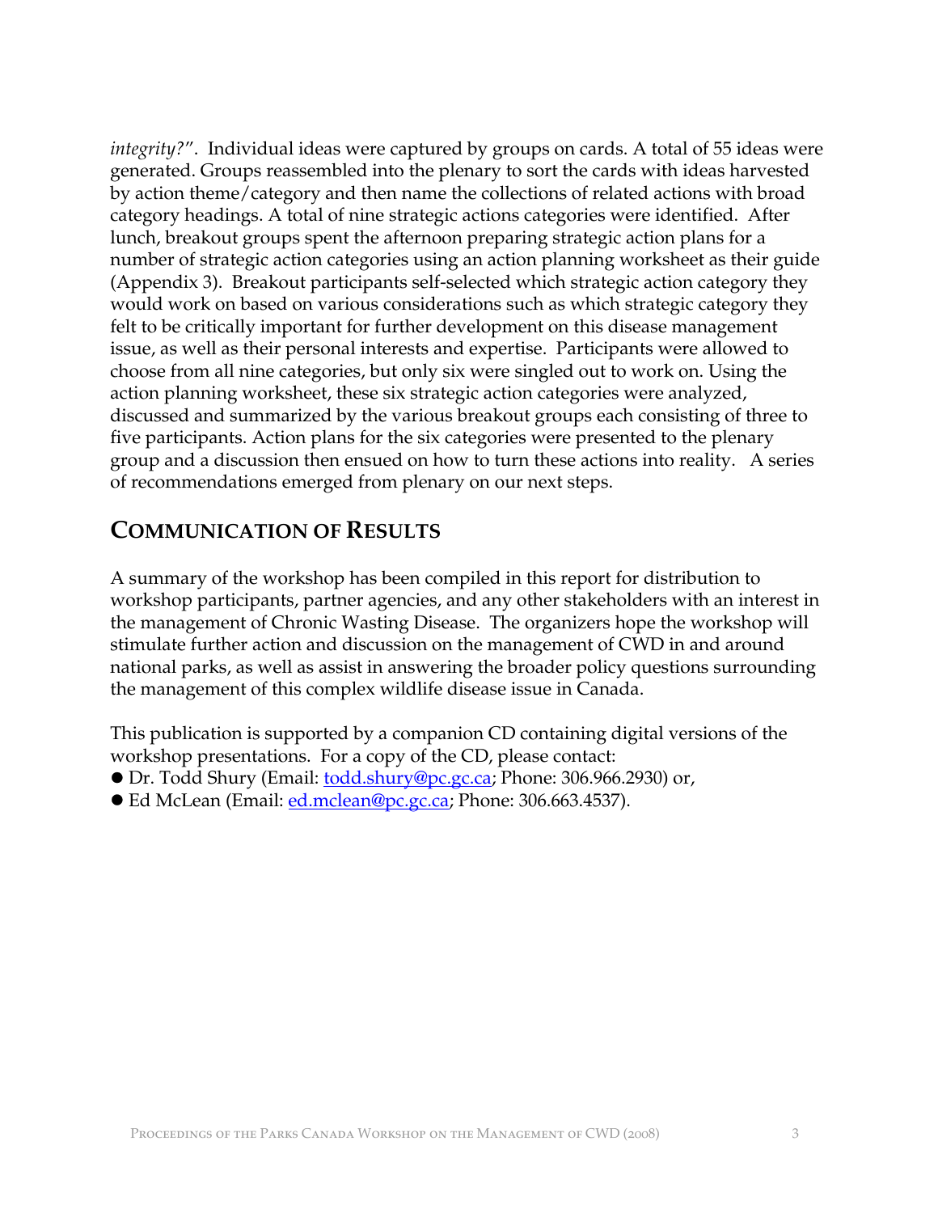*integrity?*". Individual ideas were captured by groups on cards. A total of 55 ideas were generated. Groups reassembled into the plenary to sort the cards with ideas harvested by action theme/category and then name the collections of related actions with broad category headings. A total of nine strategic actions categories were identified. After lunch, breakout groups spent the afternoon preparing strategic action plans for a number of strategic action categories using an action planning worksheet as their guide (Appendix 3). Breakout participants self-selected which strategic action category they would work on based on various considerations such as which strategic category they felt to be critically important for further development on this disease management issue, as well as their personal interests and expertise. Participants were allowed to choose from all nine categories, but only six were singled out to work on. Using the action planning worksheet, these six strategic action categories were analyzed, discussed and summarized by the various breakout groups each consisting of three to five participants. Action plans for the six categories were presented to the plenary group and a discussion then ensued on how to turn these actions into reality. A series of recommendations emerged from plenary on our next steps.

## COMMUNICATION OF RESULTS

A summary of the workshop has been compiled in this report for distribution to workshop participants, partner agencies, and any other stakeholders with an interest in the management of Chronic Wasting Disease. The organizers hope the workshop will stimulate further action and discussion on the management of CWD in and around national parks, as well as assist in answering the broader policy questions surrounding the management of this complex wildlife disease issue in Canada.

This publication is supported by a companion CD containing digital versions of the workshop presentations. For a copy of the CD, please contact:

- Dr. Todd Shury (Email: todd.shury@pc.gc.ca; Phone: 306.966.2930) or,
- Ed McLean (Email: ed.mclean@pc.gc.ca; Phone: 306.663.4537).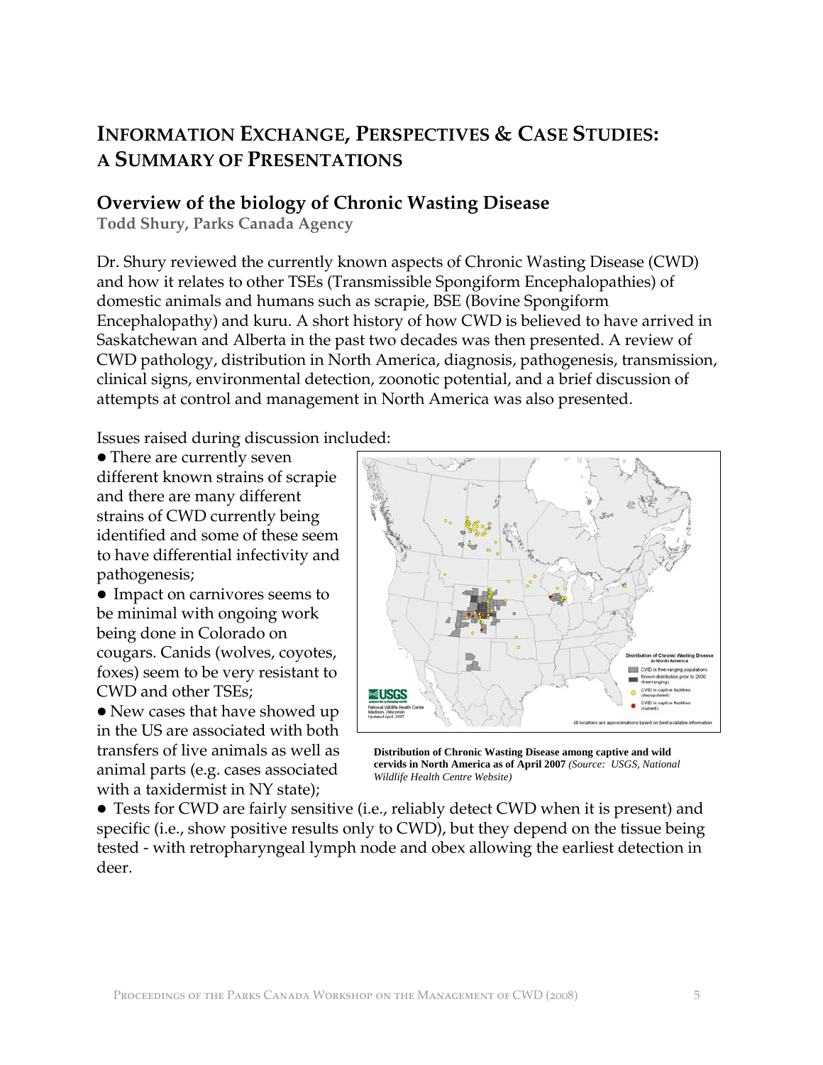# Information Exchange, Perspectives & Case Studies: A Summary of Presentations

## Overview of the biology of Chronic Wasting Disease

**Todd Shury, Parks Canada Agency**

Dr. Shury reviewed the currently known aspects of Chronic Wasting Disease (CWD) and how it relates to other TSEs (Transmissible Spongiform Encephalopathies) of domestic animals and humans such as scrapie, BSE (Bovine Spongiform Encephalopathy) and kuru. A short history of how CWD is believed to have arrived in Saskatchewan and Alberta in the past two decades was then presented. A review of CWD pathology, distribution in North America, diagnosis, pathogenesis, transmission, clinical signs, environmental detection, zoonotic potential, and a brief discussion of attempts at control and management in North America was also presented.

Issues raised during discussion included:

- There are currently seven different known strains of scrapie and there are many different strains of CWD currently being identified and some of these seem to have differential infectivity and pathogenesis;
- Impact on carnivores seems to be minimal with ongoing work being done in Colorado on cougars. Canids (wolves, coyotes, foxes) seem to be very resistant to CWD and other TSEs;
- New cases that have showed up in the US are associated with both transfers of live animals as well as animal parts (e.g. cases associated with a taxidermist in NY state);
- Tests for CWD are fairly sensitive (i.e., reliably detect CWD when it is present) and specific (i.e., show positive results only to CWD), but they depend on the tissue being tested - with retropharyngeal lymph node and obex allowing the earliest detection in deer.

**Distribution of Chronic Wasting Disease among captive and wild cervids in North America as of April 2007** *(Source: USGS, National Wildlife Health Centre Website)*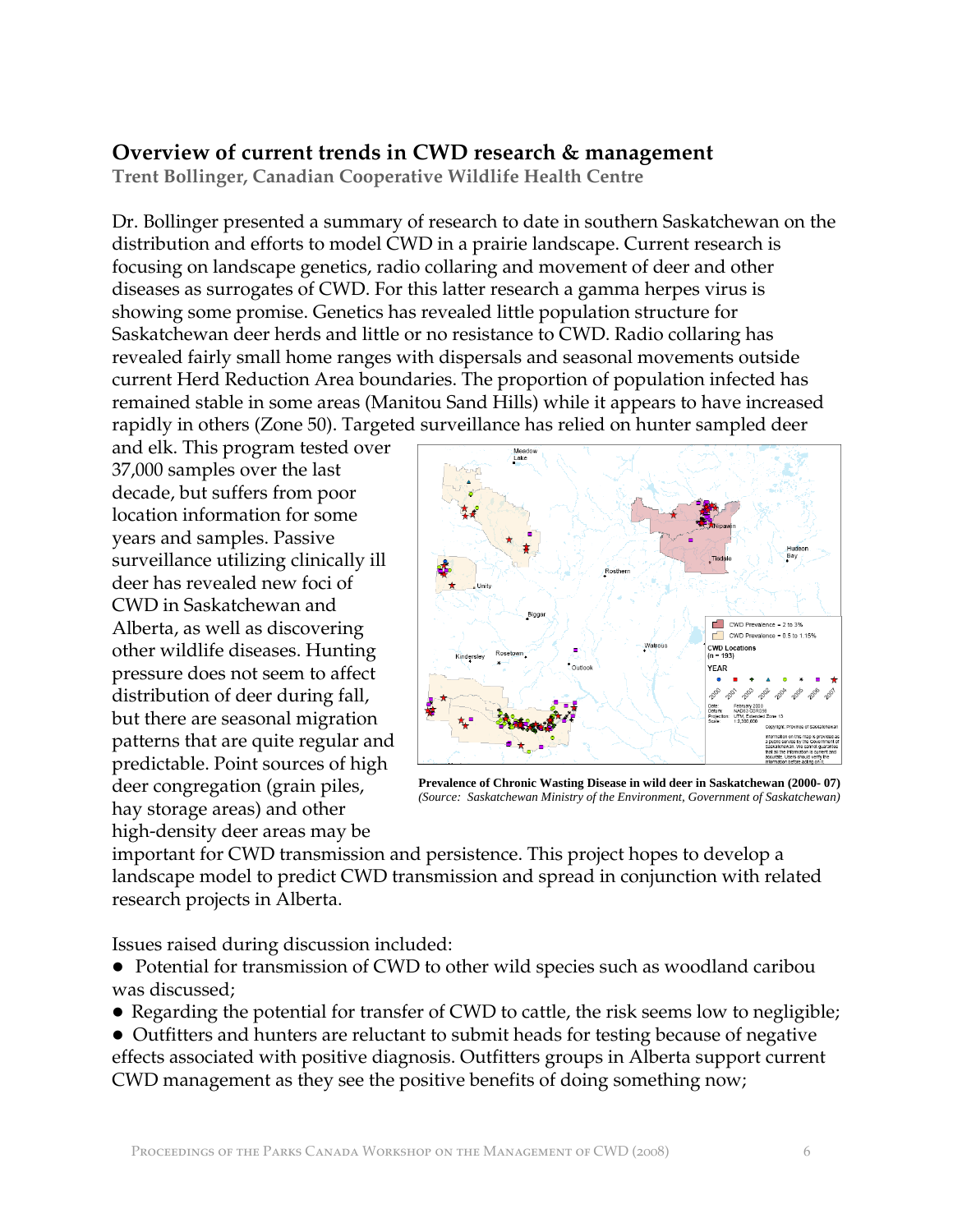## Overview of current trends in CWD research & management

**Trent Bollinger, Canadian Cooperative Wildlife Health Centre**

Dr. Bollinger presented a summary of research to date in southern Saskatchewan on the distribution and efforts to model CWD in a prairie landscape. Current research is focusing on landscape genetics, radio collaring and movement of deer and other diseases as surrogates of CWD. For this latter research a gamma herpes virus is showing some promise. Genetics has revealed little population structure for Saskatchewan deer herds and little or no resistance to CWD. Radio collaring has revealed fairly small home ranges with dispersals and seasonal movements outside current Herd Reduction Area boundaries. The proportion of population infected has remained stable in some areas (Manitou Sand Hills) while it appears to have increased rapidly in others (Zone 50). Targeted surveillance has relied on hunter sampled deer and elk. This program tested over 37,000 samples over the last decade, but suffers from poor location information for some years and samples. Passive surveillance utilizing clinically ill deer has revealed new foci of CWD in Saskatchewan and Alberta, as well as discovering other wildlife diseases. Hunting pressure does not seem to affect distribution of deer during fall, but there are seasonal migration patterns that are quite regular and predictable. Point sources of high deer congregation (grain piles, hay storage areas) and other high-density deer areas may be important for CWD transmission and persistence. This project hopes to develop a landscape model to predict CWD transmission and spread in conjunction with related research projects in Alberta.

**Prevalence of Chronic Wasting Disease in wild deer in Saskatchewan (2000- 07)**
*(Source: Saskatchewan Ministry of the Environment, Government of Saskatchewan)*

Issues raised during discussion included:

- Potential for transmission of CWD to other wild species such as woodland caribou was discussed;
- Regarding the potential for transfer of CWD to cattle, the risk seems low to negligible;
- Outfitters and hunters are reluctant to submit heads for testing because of negative effects associated with positive diagnosis. Outfitters groups in Alberta support current CWD management as they see the positive benefits of doing something now;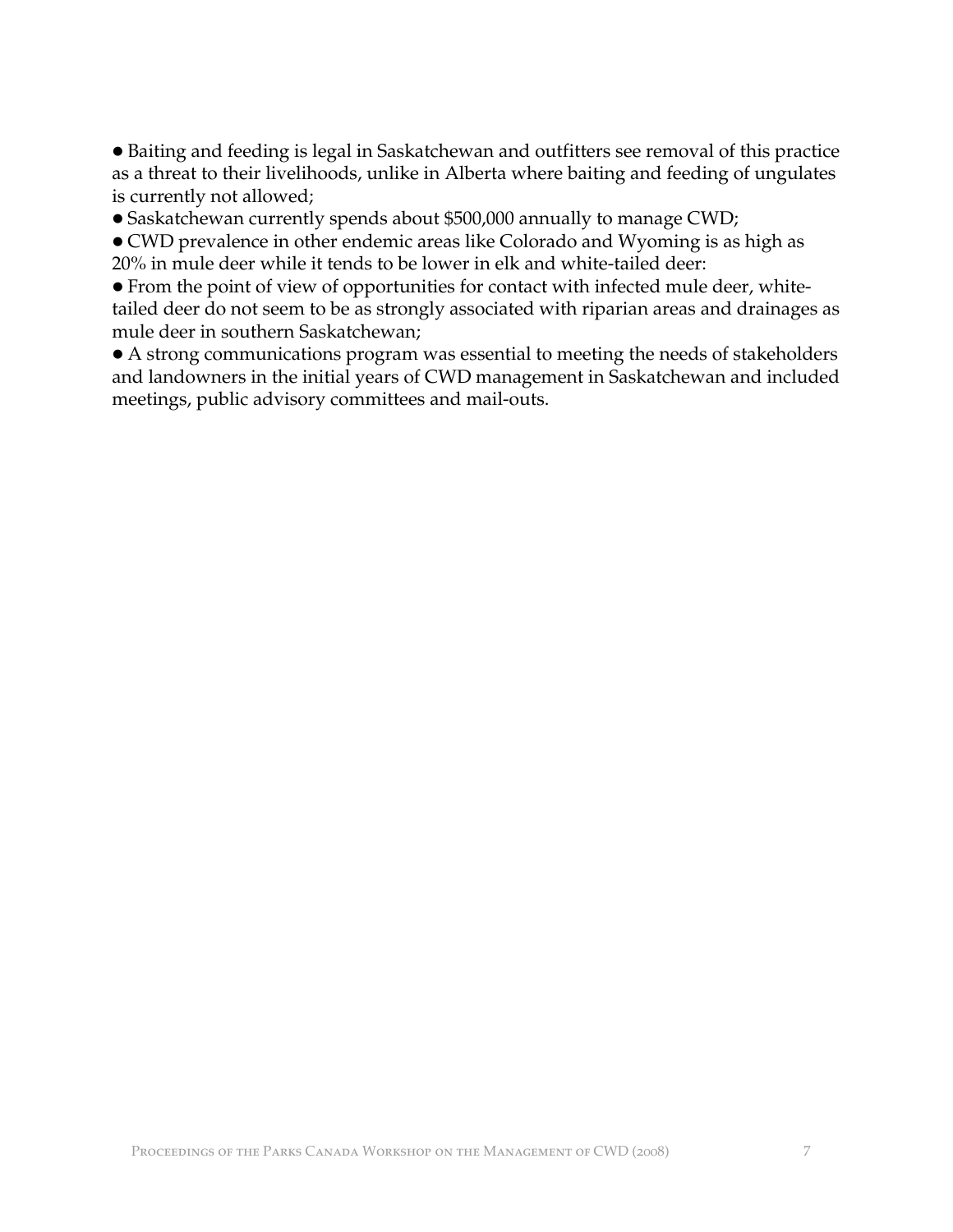- Baiting and feeding is legal in Saskatchewan and outfitters see removal of this practice as a threat to their livelihoods, unlike in Alberta where baiting and feeding of ungulates is currently not allowed;
- Saskatchewan currently spends about $500,000 annually to manage CWD;
- CWD prevalence in other endemic areas like Colorado and Wyoming is as high as 20% in mule deer while it tends to be lower in elk and white-tailed deer:
- From the point of view of opportunities for contact with infected mule deer, white-tailed deer do not seem to be as strongly associated with riparian areas and drainages as mule deer in southern Saskatchewan;
- A strong communications program was essential to meeting the needs of stakeholders and landowners in the initial years of CWD management in Saskatchewan and included meetings, public advisory committees and mail-outs.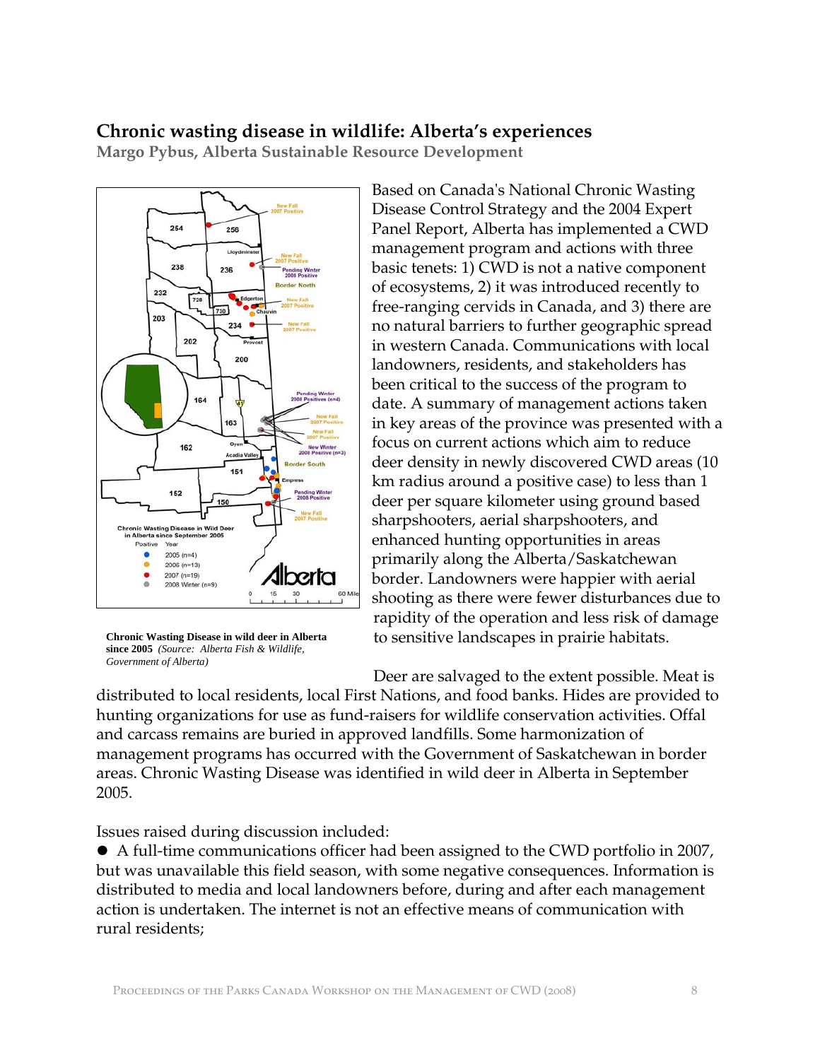## Chronic wasting disease in wildlife: Alberta's experiences

**Margo Pybus, Alberta Sustainable Resource Development**

Based on Canada's National Chronic Wasting Disease Control Strategy and the 2004 Expert Panel Report, Alberta has implemented a CWD management program and actions with three basic tenets: 1) CWD is not a native component of ecosystems, 2) it was introduced recently to free-ranging cervids in Canada, and 3) there are no natural barriers to further geographic spread in western Canada. Communications with local landowners, residents, and stakeholders has been critical to the success of the program to date. A summary of management actions taken in key areas of the province was presented with a focus on current actions which aim to reduce deer density in newly discovered CWD areas (10 km radius around a positive case) to less than 1 deer per square kilometer using ground based sharpshooters, aerial sharpshooters, and enhanced hunting opportunities in areas primarily along the Alberta/Saskatchewan border. Landowners were happier with aerial shooting as there were fewer disturbances due to rapidity of the operation and less risk of damage to sensitive landscapes in prairie habitats.

**Chronic Wasting Disease in wild deer in Alberta since 2005** *(Source: Alberta Fish & Wildlife, Government of Alberta)*

Deer are salvaged to the extent possible. Meat is distributed to local residents, local First Nations, and food banks. Hides are provided to hunting organizations for use as fund-raisers for wildlife conservation activities. Offal and carcass remains are buried in approved landfills. Some harmonization of management programs has occurred with the Government of Saskatchewan in border areas. Chronic Wasting Disease was identified in wild deer in Alberta in September 2005.

Issues raised during discussion included:

- A full-time communications officer had been assigned to the CWD portfolio in 2007, but was unavailable this field season, with some negative consequences. Information is distributed to media and local landowners before, during and after each management action is undertaken. The internet is not an effective means of communication with rural residents;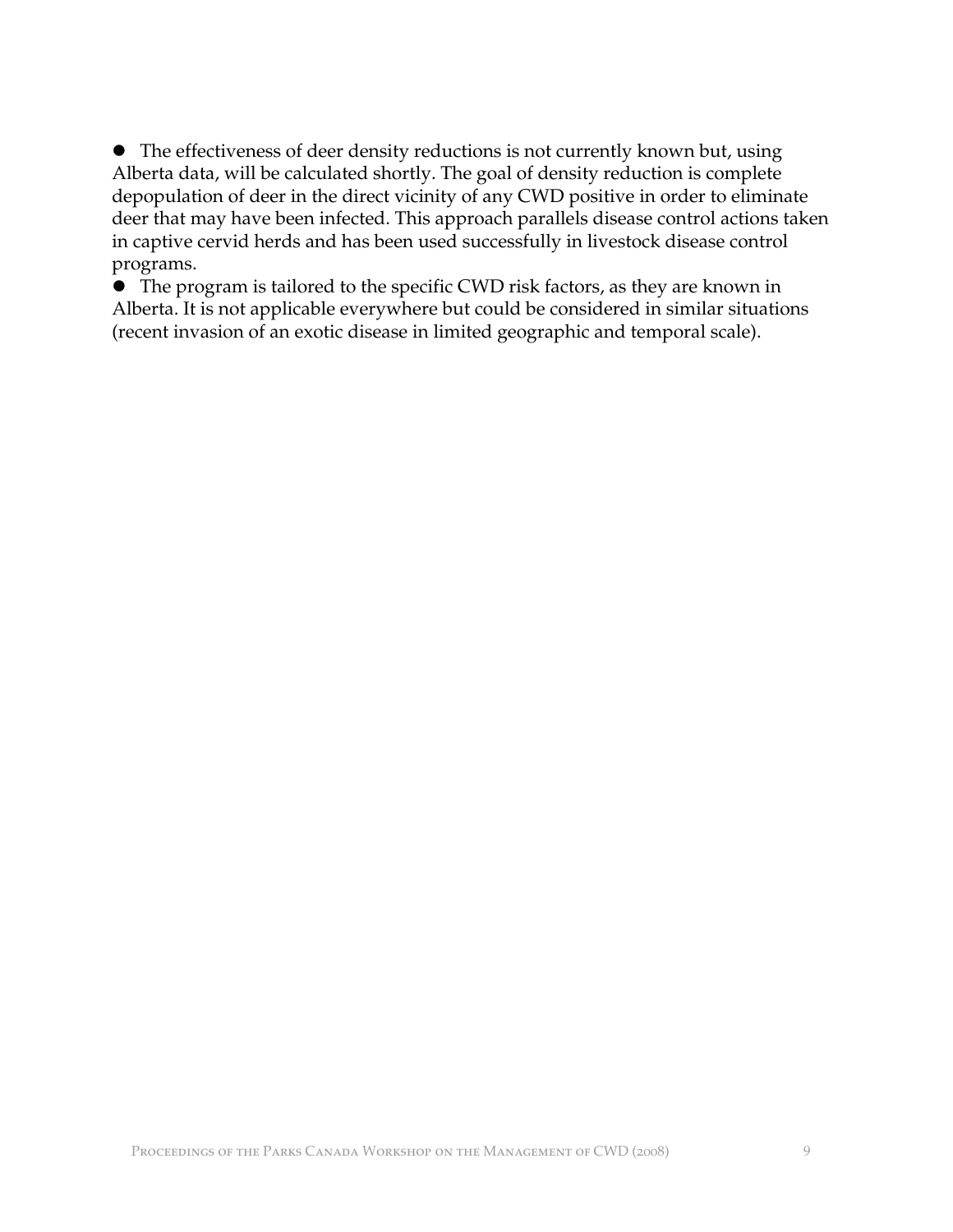- The effectiveness of deer density reductions is not currently known but, using Alberta data, will be calculated shortly. The goal of density reduction is complete depopulation of deer in the direct vicinity of any CWD positive in order to eliminate deer that may have been infected. This approach parallels disease control actions taken in captive cervid herds and has been used successfully in livestock disease control programs.
- The program is tailored to the specific CWD risk factors, as they are known in Alberta. It is not applicable everywhere but could be considered in similar situations (recent invasion of an exotic disease in limited geographic and temporal scale).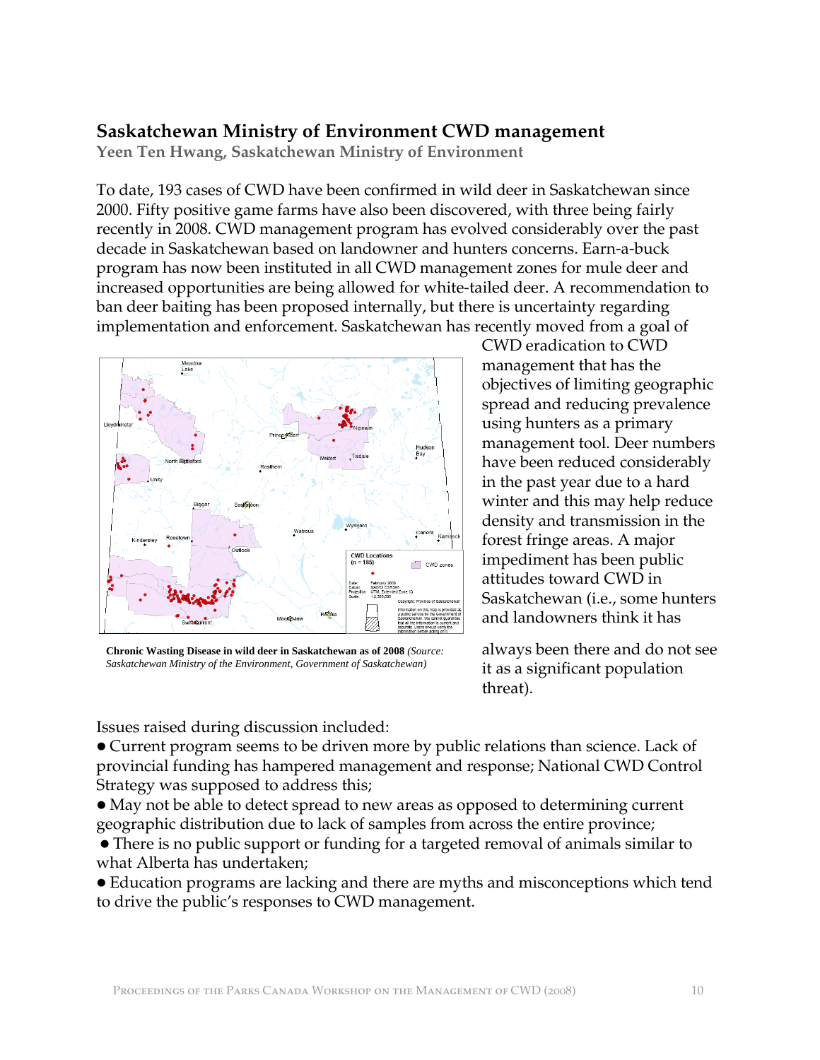## Saskatchewan Ministry of Environment CWD management

**Yeen Ten Hwang, Saskatchewan Ministry of Environment**

To date, 193 cases of CWD have been confirmed in wild deer in Saskatchewan since 2000. Fifty positive game farms have also been discovered, with three being fairly recently in 2008. CWD management program has evolved considerably over the past decade in Saskatchewan based on landowner and hunters concerns. Earn-a-buck program has now been instituted in all CWD management zones for mule deer and increased opportunities are being allowed for white-tailed deer. A recommendation to ban deer baiting has been proposed internally, but there is uncertainty regarding implementation and enforcement. Saskatchewan has recently moved from a goal of CWD eradication to CWD management that has the objectives of limiting geographic spread and reducing prevalence using hunters as a primary management tool. Deer numbers have been reduced considerably in the past year due to a hard winter and this may help reduce density and transmission in the forest fringe areas. A major impediment has been public attitudes toward CWD in Saskatchewan (i.e., some hunters and landowners think it has always been there and do not see it as a significant population threat).

**Chronic Wasting Disease in wild deer in Saskatchewan as of 2008** *(Source: Saskatchewan Ministry of the Environment, Government of Saskatchewan)*

Issues raised during discussion included:

- Current program seems to be driven more by public relations than science. Lack of provincial funding has hampered management and response; National CWD Control Strategy was supposed to address this;
- May not be able to detect spread to new areas as opposed to determining current geographic distribution due to lack of samples from across the entire province;
- There is no public support or funding for a targeted removal of animals similar to what Alberta has undertaken;
- Education programs are lacking and there are myths and misconceptions which tend to drive the public's responses to CWD management.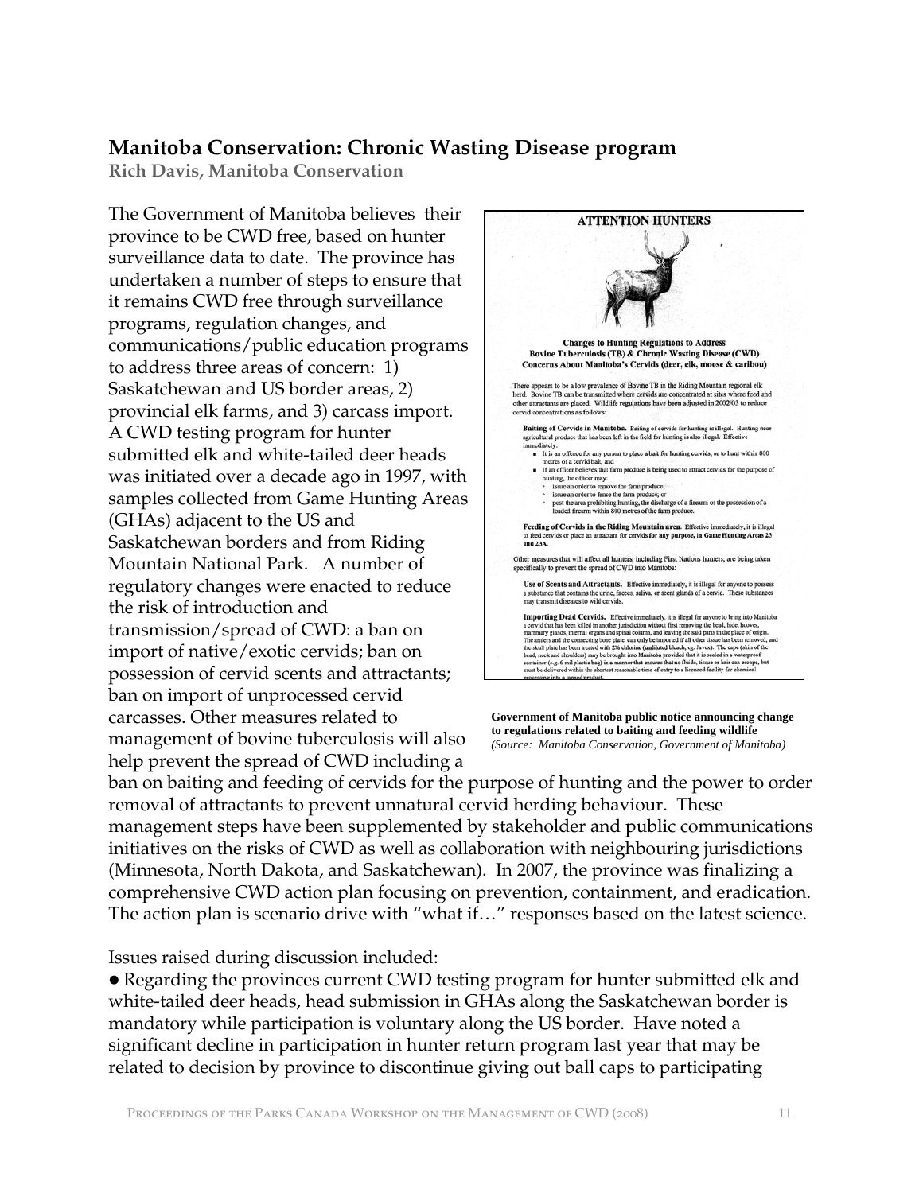## Manitoba Conservation: Chronic Wasting Disease program

**Rich Davis, Manitoba Conservation**

The Government of Manitoba believes their province to be CWD free, based on hunter surveillance data to date. The province has undertaken a number of steps to ensure that it remains CWD free through surveillance programs, regulation changes, and communications/public education programs to address three areas of concern: 1) Saskatchewan and US border areas, 2) provincial elk farms, and 3) carcass import. A CWD testing program for hunter submitted elk and white-tailed deer heads was initiated over a decade ago in 1997, with samples collected from Game Hunting Areas (GHAs) adjacent to the US and Saskatchewan borders and from Riding Mountain National Park. A number of regulatory changes were enacted to reduce the risk of introduction and transmission/spread of CWD: a ban on import of native/exotic cervids; ban on possession of cervid scents and attractants; ban on import of unprocessed cervid carcasses. Other measures related to management of bovine tuberculosis will also help prevent the spread of CWD including a ban on baiting and feeding of cervids for the purpose of hunting and the power to order removal of attractants to prevent unnatural cervid herding behaviour. These management steps have been supplemented by stakeholder and public communications initiatives on the risks of CWD as well as collaboration with neighbouring jurisdictions (Minnesota, North Dakota, and Saskatchewan). In 2007, the province was finalizing a comprehensive CWD action plan focusing on prevention, containment, and eradication. The action plan is scenario drive with "what if…" responses based on the latest science.

**Government of Manitoba public notice announcing change to regulations related to baiting and feeding wildlife**
*(Source: Manitoba Conservation, Government of Manitoba)*

Issues raised during discussion included:

- Regarding the provinces current CWD testing program for hunter submitted elk and white-tailed deer heads, head submission in GHAs along the Saskatchewan border is mandatory while participation is voluntary along the US border. Have noted a significant decline in participation in hunter return program last year that may be related to decision by province to discontinue giving out ball caps to participating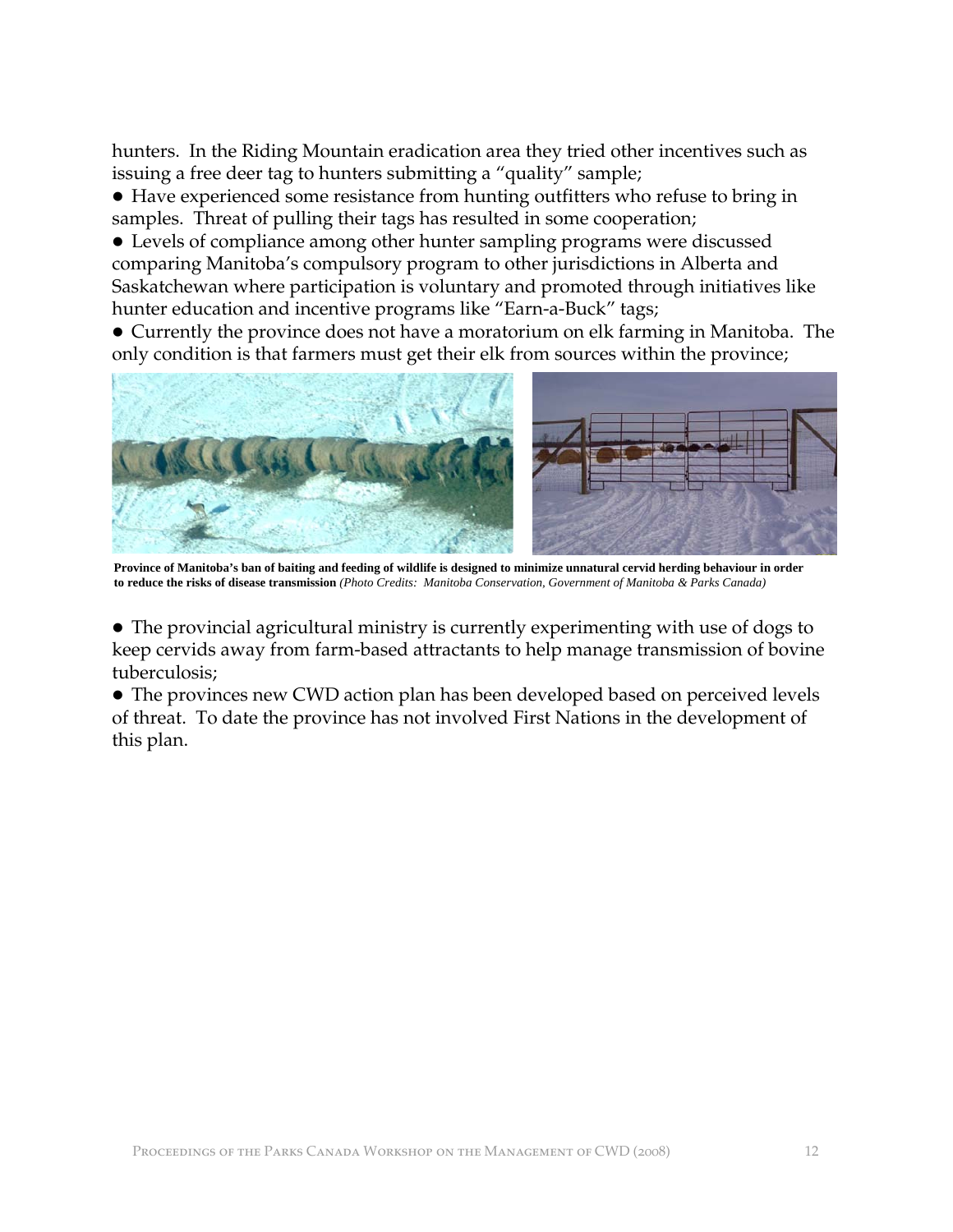hunters. In the Riding Mountain eradication area they tried other incentives such as issuing a free deer tag to hunters submitting a "quality" sample;

● Have experienced some resistance from hunting outfitters who refuse to bring in samples. Threat of pulling their tags has resulted in some cooperation;

● Levels of compliance among other hunter sampling programs were discussed comparing Manitoba's compulsory program to other jurisdictions in Alberta and Saskatchewan where participation is voluntary and promoted through initiatives like hunter education and incentive programs like "Earn-a-Buck" tags;

● Currently the province does not have a moratorium on elk farming in Manitoba. The only condition is that farmers must get their elk from sources within the province;

**Province of Manitoba's ban of baiting and feeding of wildlife is designed to minimize unnatural cervid herding behaviour in order to reduce the risks of disease transmission** *(Photo Credits: Manitoba Conservation, Government of Manitoba & Parks Canada)*

● The provincial agricultural ministry is currently experimenting with use of dogs to keep cervids away from farm-based attractants to help manage transmission of bovine tuberculosis;

● The provinces new CWD action plan has been developed based on perceived levels of threat. To date the province has not involved First Nations in the development of this plan.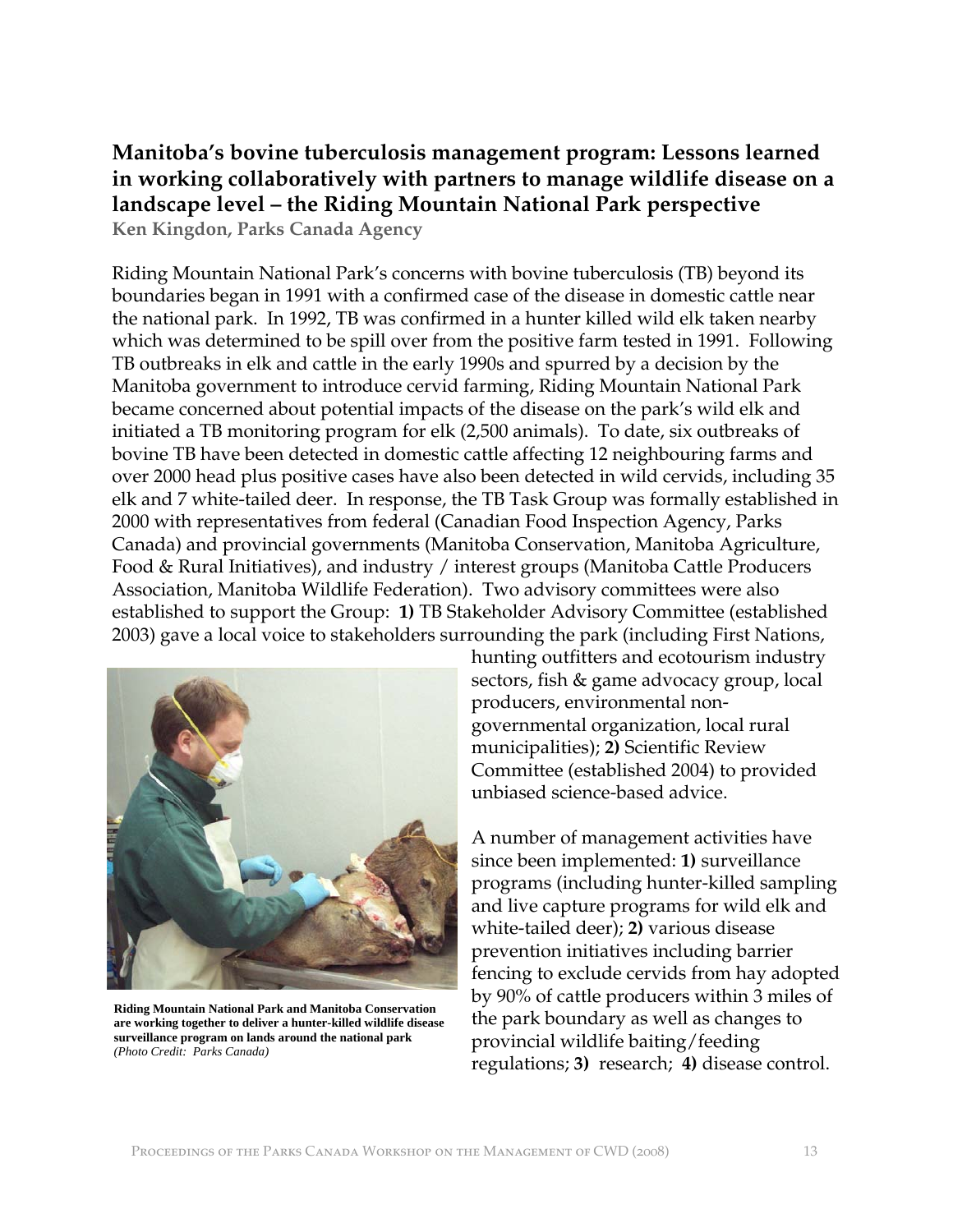## Manitoba's bovine tuberculosis management program: Lessons learned in working collaboratively with partners to manage wildlife disease on a landscape level – the Riding Mountain National Park perspective

**Ken Kingdon, Parks Canada Agency**

Riding Mountain National Park's concerns with bovine tuberculosis (TB) beyond its boundaries began in 1991 with a confirmed case of the disease in domestic cattle near the national park. In 1992, TB was confirmed in a hunter killed wild elk taken nearby which was determined to be spill over from the positive farm tested in 1991. Following TB outbreaks in elk and cattle in the early 1990s and spurred by a decision by the Manitoba government to introduce cervid farming, Riding Mountain National Park became concerned about potential impacts of the disease on the park's wild elk and initiated a TB monitoring program for elk (2,500 animals). To date, six outbreaks of bovine TB have been detected in domestic cattle affecting 12 neighbouring farms and over 2000 head plus positive cases have also been detected in wild cervids, including 35 elk and 7 white-tailed deer. In response, the TB Task Group was formally established in 2000 with representatives from federal (Canadian Food Inspection Agency, Parks Canada) and provincial governments (Manitoba Conservation, Manitoba Agriculture, Food & Rural Initiatives), and industry / interest groups (Manitoba Cattle Producers Association, Manitoba Wildlife Federation). Two advisory committees were also established to support the Group: **1)** TB Stakeholder Advisory Committee (established 2003) gave a local voice to stakeholders surrounding the park (including First Nations, hunting outfitters and ecotourism industry sectors, fish & game advocacy group, local producers, environmental non-governmental organization, local rural municipalities); **2)** Scientific Review Committee (established 2004) to provided unbiased science-based advice.

**Riding Mountain National Park and Manitoba Conservation are working together to deliver a hunter-killed wildlife disease surveillance program on lands around the national park** *(Photo Credit: Parks Canada)*

A number of management activities have since been implemented: **1)** surveillance programs (including hunter-killed sampling and live capture programs for wild elk and white-tailed deer); **2)** various disease prevention initiatives including barrier fencing to exclude cervids from hay adopted by 90% of cattle producers within 3 miles of the park boundary as well as changes to provincial wildlife baiting/feeding regulations; **3)** research; **4)** disease control.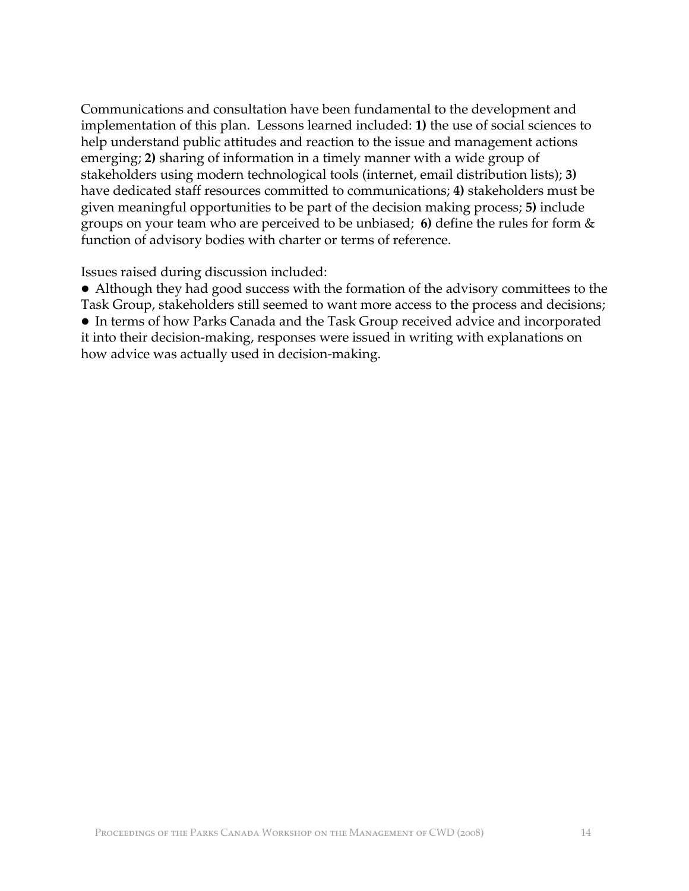Communications and consultation have been fundamental to the development and implementation of this plan. Lessons learned included: **1)** the use of social sciences to help understand public attitudes and reaction to the issue and management actions emerging; **2)** sharing of information in a timely manner with a wide group of stakeholders using modern technological tools (internet, email distribution lists); **3)** have dedicated staff resources committed to communications; **4)** stakeholders must be given meaningful opportunities to be part of the decision making process; **5)** include groups on your team who are perceived to be unbiased; **6)** define the rules for form & function of advisory bodies with charter or terms of reference.

Issues raised during discussion included:

- Although they had good success with the formation of the advisory committees to the Task Group, stakeholders still seemed to want more access to the process and decisions;
- In terms of how Parks Canada and the Task Group received advice and incorporated it into their decision-making, responses were issued in writing with explanations on how advice was actually used in decision-making.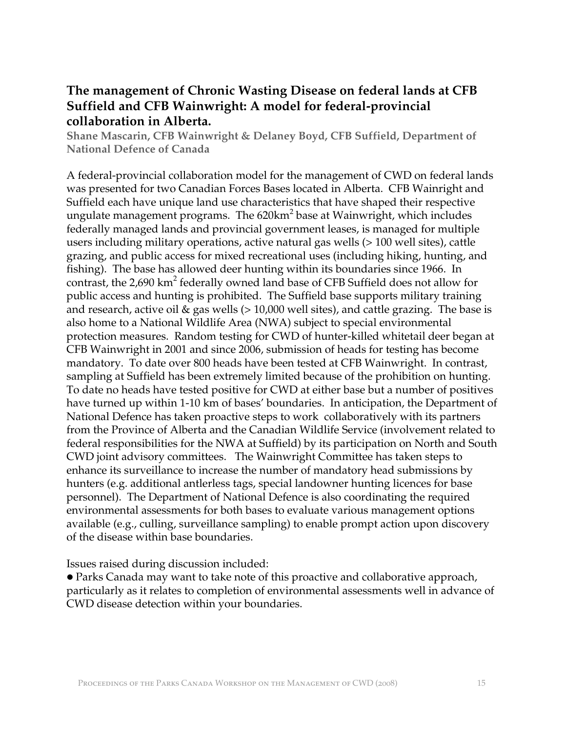## The management of Chronic Wasting Disease on federal lands at CFB Suffield and CFB Wainwright: A model for federal-provincial collaboration in Alberta.

**Shane Mascarin, CFB Wainwright & Delaney Boyd, CFB Suffield, Department of National Defence of Canada**

A federal-provincial collaboration model for the management of CWD on federal lands was presented for two Canadian Forces Bases located in Alberta. CFB Wainright and Suffield each have unique land use characteristics that have shaped their respective ungulate management programs. The 620km$^2$ base at Wainwright, which includes federally managed lands and provincial government leases, is managed for multiple users including military operations, active natural gas wells (> 100 well sites), cattle grazing, and public access for mixed recreational uses (including hiking, hunting, and fishing). The base has allowed deer hunting within its boundaries since 1966. In contrast, the 2,690 km$^2$ federally owned land base of CFB Suffield does not allow for public access and hunting is prohibited. The Suffield base supports military training and research, active oil & gas wells (> 10,000 well sites), and cattle grazing. The base is also home to a National Wildlife Area (NWA) subject to special environmental protection measures. Random testing for CWD of hunter-killed whitetail deer began at CFB Wainwright in 2001 and since 2006, submission of heads for testing has become mandatory. To date over 800 heads have been tested at CFB Wainwright. In contrast, sampling at Suffield has been extremely limited because of the prohibition on hunting. To date no heads have tested positive for CWD at either base but a number of positives have turned up within 1-10 km of bases' boundaries. In anticipation, the Department of National Defence has taken proactive steps to work collaboratively with its partners from the Province of Alberta and the Canadian Wildlife Service (involvement related to federal responsibilities for the NWA at Suffield) by its participation on North and South CWD joint advisory committees. The Wainwright Committee has taken steps to enhance its surveillance to increase the number of mandatory head submissions by hunters (e.g. additional antlerless tags, special landowner hunting licences for base personnel). The Department of National Defence is also coordinating the required environmental assessments for both bases to evaluate various management options available (e.g., culling, surveillance sampling) to enable prompt action upon discovery of the disease within base boundaries.

Issues raised during discussion included:

- Parks Canada may want to take note of this proactive and collaborative approach, particularly as it relates to completion of environmental assessments well in advance of CWD disease detection within your boundaries.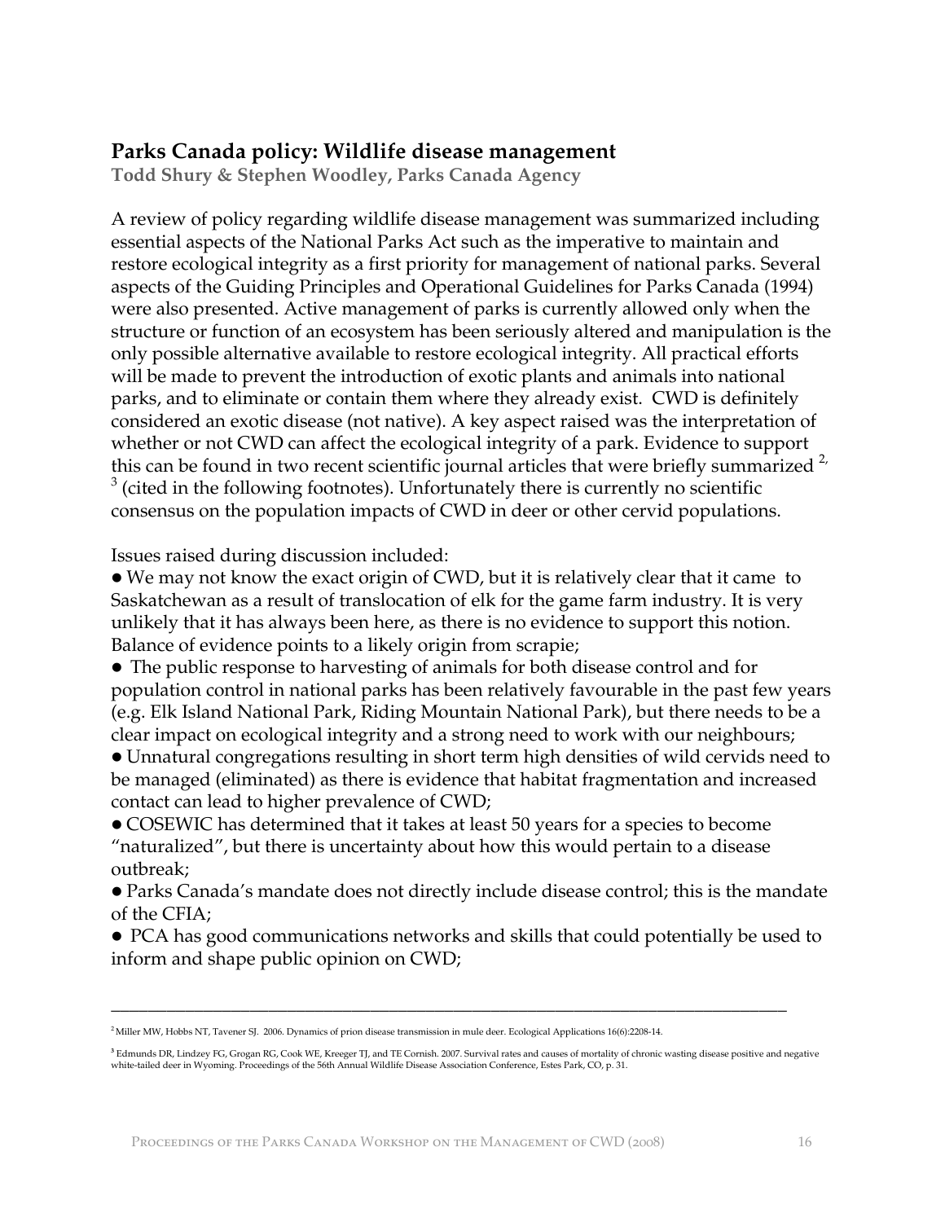## Parks Canada policy: Wildlife disease management

**Todd Shury & Stephen Woodley, Parks Canada Agency**

A review of policy regarding wildlife disease management was summarized including essential aspects of the National Parks Act such as the imperative to maintain and restore ecological integrity as a first priority for management of national parks. Several aspects of the Guiding Principles and Operational Guidelines for Parks Canada (1994) were also presented. Active management of parks is currently allowed only when the structure or function of an ecosystem has been seriously altered and manipulation is the only possible alternative available to restore ecological integrity. All practical efforts will be made to prevent the introduction of exotic plants and animals into national parks, and to eliminate or contain them where they already exist. CWD is definitely considered an exotic disease (not native). A key aspect raised was the interpretation of whether or not CWD can affect the ecological integrity of a park. Evidence to support this can be found in two recent scientific journal articles that were briefly summarized [2, 3] (cited in the following footnotes). Unfortunately there is currently no scientific consensus on the population impacts of CWD in deer or other cervid populations.

Issues raised during discussion included:

- We may not know the exact origin of CWD, but it is relatively clear that it came to Saskatchewan as a result of translocation of elk for the game farm industry. It is very unlikely that it has always been here, as there is no evidence to support this notion. Balance of evidence points to a likely origin from scrapie;
- The public response to harvesting of animals for both disease control and for population control in national parks has been relatively favourable in the past few years (e.g. Elk Island National Park, Riding Mountain National Park), but there needs to be a clear impact on ecological integrity and a strong need to work with our neighbours;
- Unnatural congregations resulting in short term high densities of wild cervids need to be managed (eliminated) as there is evidence that habitat fragmentation and increased contact can lead to higher prevalence of CWD;
- COSEWIC has determined that it takes at least 50 years for a species to become "naturalized", but there is uncertainty about how this would pertain to a disease outbreak;
- Parks Canada's mandate does not directly include disease control; this is the mandate of the CFIA;
- PCA has good communications networks and skills that could potentially be used to inform and shape public opinion on CWD;

---

[2] Miller MW, Hobbs NT, Tavener SJ. 2006. Dynamics of prion disease transmission in mule deer. Ecological Applications 16(6):2208-14.

[3] Edmunds DR, Lindzey FG, Grogan RG, Cook WE, Kreeger TJ, and TE Cornish. 2007. Survival rates and causes of mortality of chronic wasting disease positive and negative white-tailed deer in Wyoming. Proceedings of the 56th Annual Wildlife Disease Association Conference, Estes Park, CO, p. 31.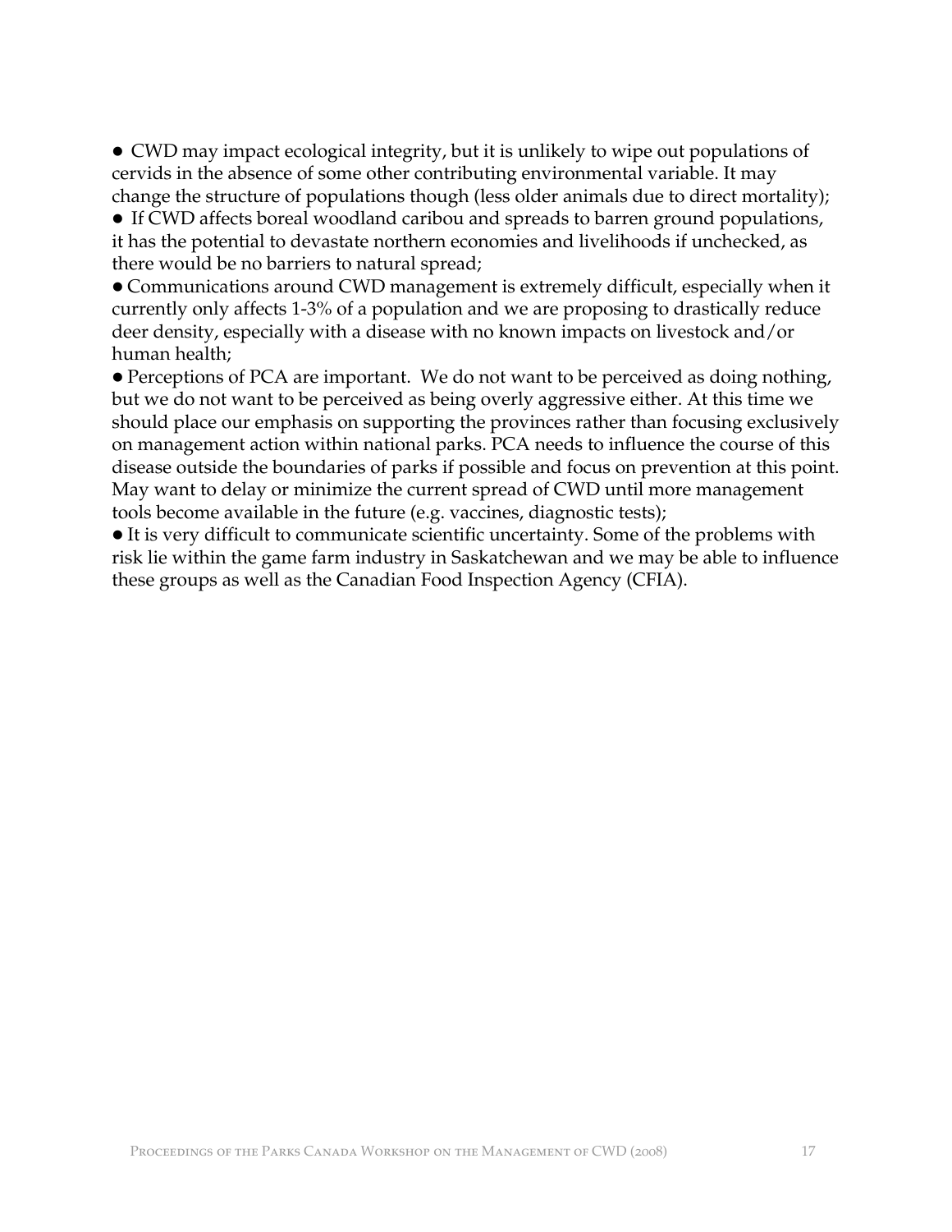- CWD may impact ecological integrity, but it is unlikely to wipe out populations of cervids in the absence of some other contributing environmental variable. It may change the structure of populations though (less older animals due to direct mortality);
- If CWD affects boreal woodland caribou and spreads to barren ground populations, it has the potential to devastate northern economies and livelihoods if unchecked, as there would be no barriers to natural spread;
- Communications around CWD management is extremely difficult, especially when it currently only affects 1-3% of a population and we are proposing to drastically reduce deer density, especially with a disease with no known impacts on livestock and/or human health;
- Perceptions of PCA are important. We do not want to be perceived as doing nothing, but we do not want to be perceived as being overly aggressive either. At this time we should place our emphasis on supporting the provinces rather than focusing exclusively on management action within national parks. PCA needs to influence the course of this disease outside the boundaries of parks if possible and focus on prevention at this point. May want to delay or minimize the current spread of CWD until more management tools become available in the future (e.g. vaccines, diagnostic tests);
- It is very difficult to communicate scientific uncertainty. Some of the problems with risk lie within the game farm industry in Saskatchewan and we may be able to influence these groups as well as the Canadian Food Inspection Agency (CFIA).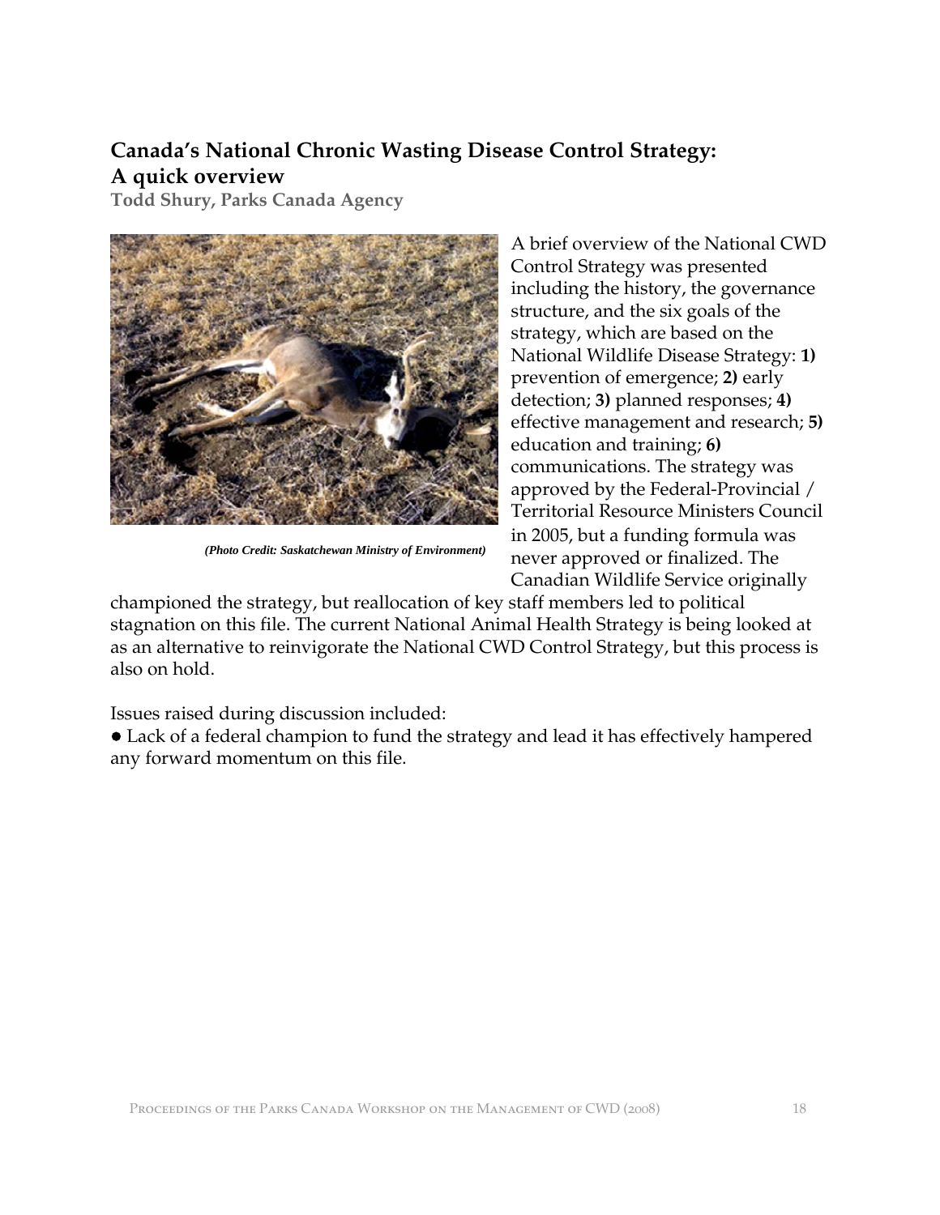## Canada's National Chronic Wasting Disease Control Strategy: A quick overview

**Todd Shury, Parks Canada Agency**

*(Photo Credit: Saskatchewan Ministry of Environment)*

A brief overview of the National CWD Control Strategy was presented including the history, the governance structure, and the six goals of the strategy, which are based on the National Wildlife Disease Strategy: **1)** prevention of emergence; **2)** early detection; **3)** planned responses; **4)** effective management and research; **5)** education and training; **6)** communications. The strategy was approved by the Federal-Provincial / Territorial Resource Ministers Council in 2005, but a funding formula was never approved or finalized. The Canadian Wildlife Service originally championed the strategy, but reallocation of key staff members led to political stagnation on this file. The current National Animal Health Strategy is being looked at as an alternative to reinvigorate the National CWD Control Strategy, but this process is also on hold.

Issues raised during discussion included:

- Lack of a federal champion to fund the strategy and lead it has effectively hampered any forward momentum on this file.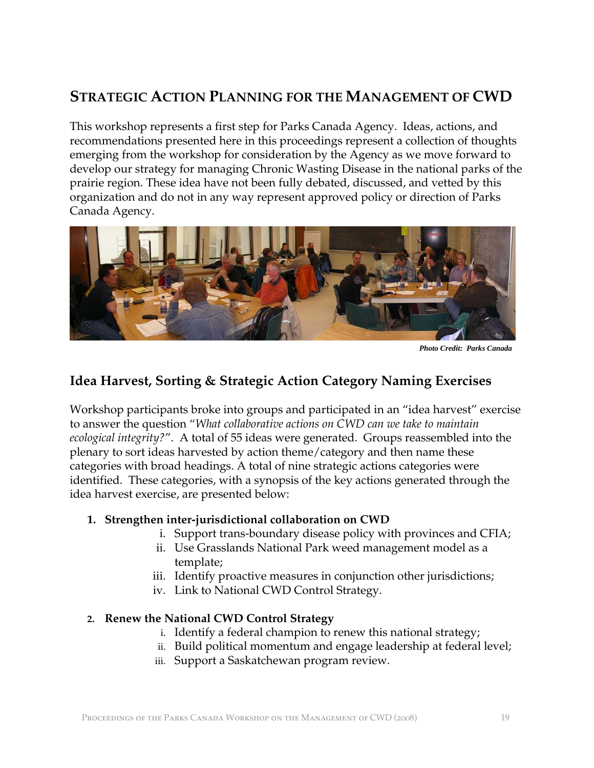## Strategic Action Planning for the Management of CWD

This workshop represents a first step for Parks Canada Agency. Ideas, actions, and recommendations presented here in this proceedings represent a collection of thoughts emerging from the workshop for consideration by the Agency as we move forward to develop our strategy for managing Chronic Wasting Disease in the national parks of the prairie region. These idea have not been fully debated, discussed, and vetted by this organization and do not in any way represent approved policy or direction of Parks Canada Agency.

***Photo Credit: Parks Canada***

### Idea Harvest, Sorting & Strategic Action Category Naming Exercises

Workshop participants broke into groups and participated in an "idea harvest" exercise to answer the question "*What collaborative actions on CWD can we take to maintain ecological integrity?*". A total of 55 ideas were generated. Groups reassembled into the plenary to sort ideas harvested by action theme/category and then name these categories with broad headings. A total of nine strategic actions categories were identified. These categories, with a synopsis of the key actions generated through the idea harvest exercise, are presented below:

1. **Strengthen inter-jurisdictional collaboration on CWD**
   - i. Support trans-boundary disease policy with provinces and CFIA;
   - ii. Use Grasslands National Park weed management model as a template;
   - iii. Identify proactive measures in conjunction other jurisdictions;
   - iv. Link to National CWD Control Strategy.

2. **Renew the National CWD Control Strategy**
   - i. Identify a federal champion to renew this national strategy;
   - ii. Build political momentum and engage leadership at federal level;
   - iii. Support a Saskatchewan program review.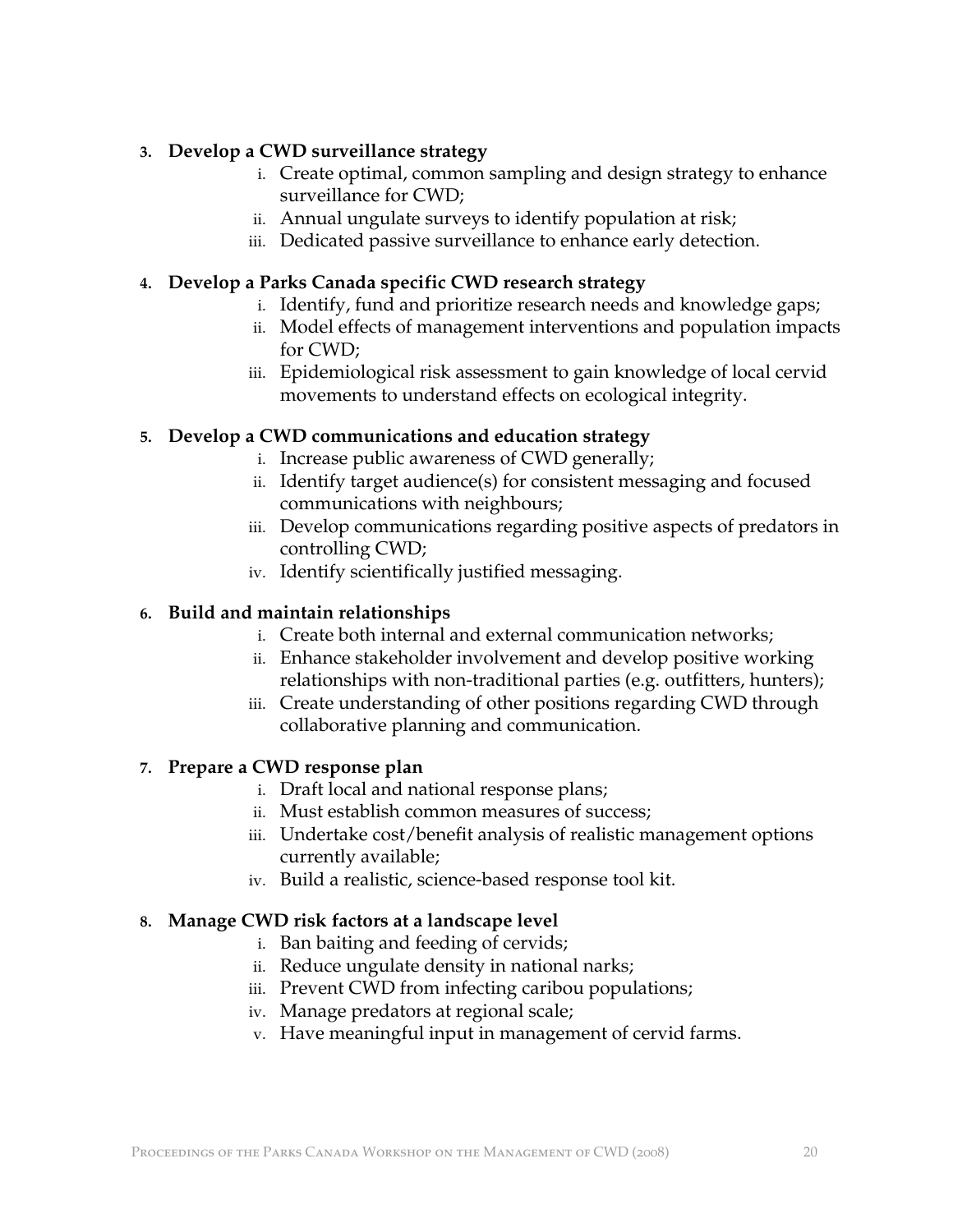3. **Develop a CWD surveillance strategy**
    i. Create optimal, common sampling and design strategy to enhance surveillance for CWD;
    ii. Annual ungulate surveys to identify population at risk;
    iii. Dedicated passive surveillance to enhance early detection.

4. **Develop a Parks Canada specific CWD research strategy**
    i. Identify, fund and prioritize research needs and knowledge gaps;
    ii. Model effects of management interventions and population impacts for CWD;
    iii. Epidemiological risk assessment to gain knowledge of local cervid movements to understand effects on ecological integrity.

5. **Develop a CWD communications and education strategy**
    i. Increase public awareness of CWD generally;
    ii. Identify target audience(s) for consistent messaging and focused communications with neighbours;
    iii. Develop communications regarding positive aspects of predators in controlling CWD;
    iv. Identify scientifically justified messaging.

6. **Build and maintain relationships**
    i. Create both internal and external communication networks;
    ii. Enhance stakeholder involvement and develop positive working relationships with non-traditional parties (e.g. outfitters, hunters);
    iii. Create understanding of other positions regarding CWD through collaborative planning and communication.

7. **Prepare a CWD response plan**
    i. Draft local and national response plans;
    ii. Must establish common measures of success;
    iii. Undertake cost/benefit analysis of realistic management options currently available;
    iv. Build a realistic, science-based response tool kit.

8. **Manage CWD risk factors at a landscape level**
    i. Ban baiting and feeding of cervids;
    ii. Reduce ungulate density in national narks;
    iii. Prevent CWD from infecting caribou populations;
    iv. Manage predators at regional scale;
    v. Have meaningful input in management of cervid farms.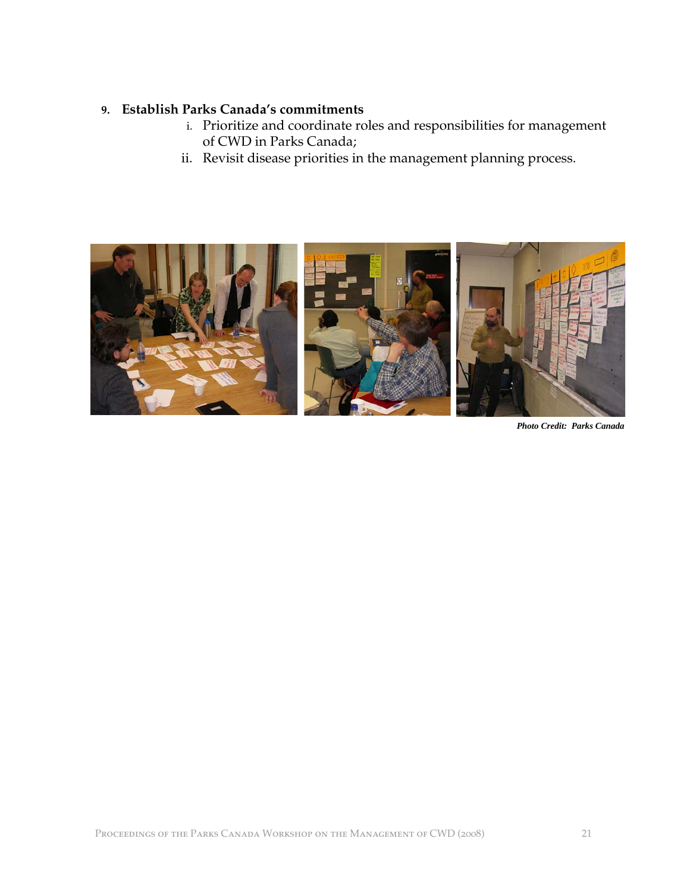9. **Establish Parks Canada's commitments**
    i. Prioritize and coordinate roles and responsibilities for management of CWD in Parks Canada;
    ii. Revisit disease priorities in the management planning process.

***Photo Credit: Parks Canada***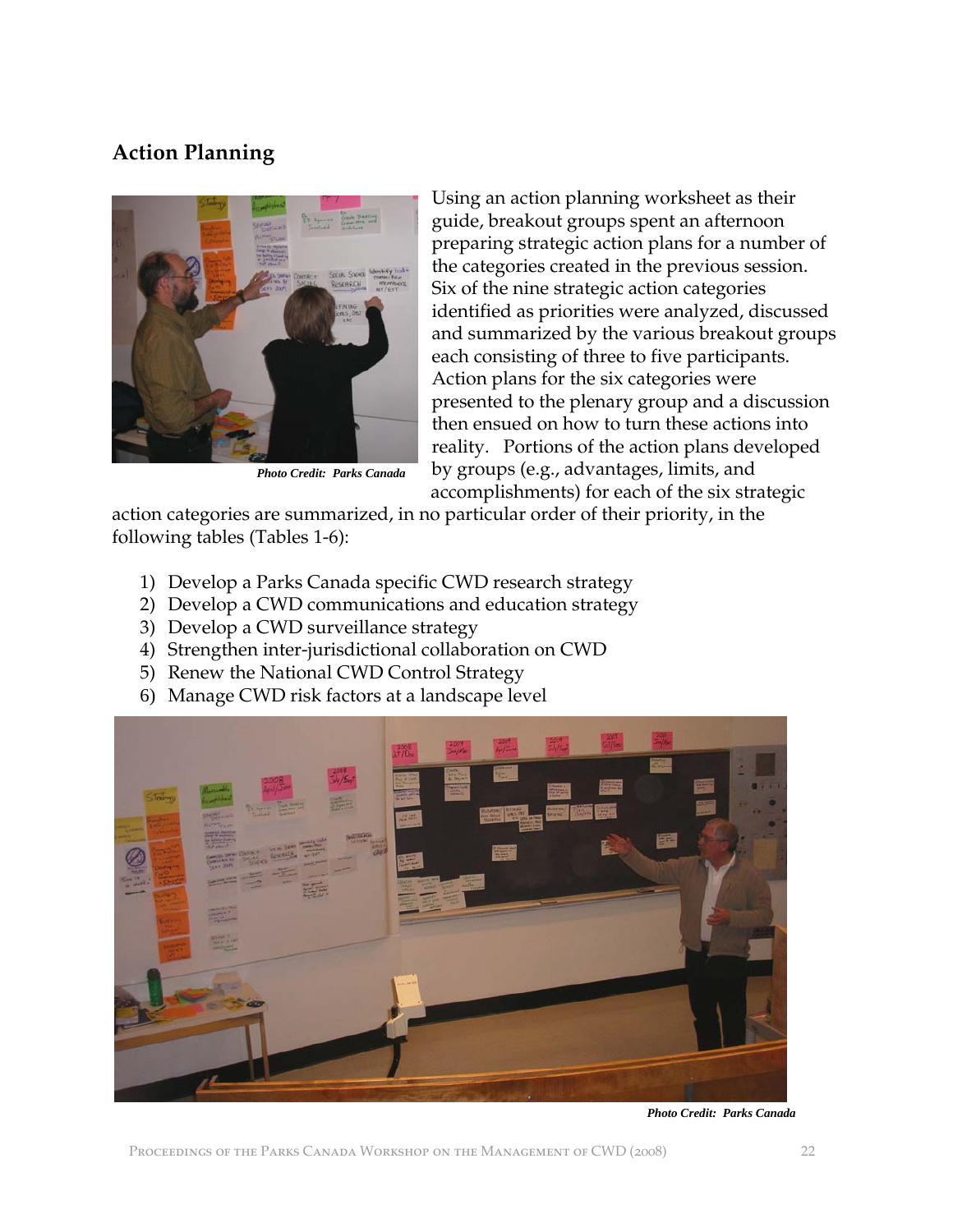## Action Planning

Photo Credit: Parks Canada

Using an action planning worksheet as their guide, breakout groups spent an afternoon preparing strategic action plans for a number of the categories created in the previous session. Six of the nine strategic action categories identified as priorities were analyzed, discussed and summarized by the various breakout groups each consisting of three to five participants. Action plans for the six categories were presented to the plenary group and a discussion then ensued on how to turn these actions into reality. Portions of the action plans developed by groups (e.g., advantages, limits, and accomplishments) for each of the six strategic action categories are summarized, in no particular order of their priority, in the following tables (Tables 1-6):

1) Develop a Parks Canada specific CWD research strategy
2) Develop a CWD communications and education strategy
3) Develop a CWD surveillance strategy
4) Strengthen inter-jurisdictional collaboration on CWD
5) Renew the National CWD Control Strategy
6) Manage CWD risk factors at a landscape level

Photo Credit: Parks Canada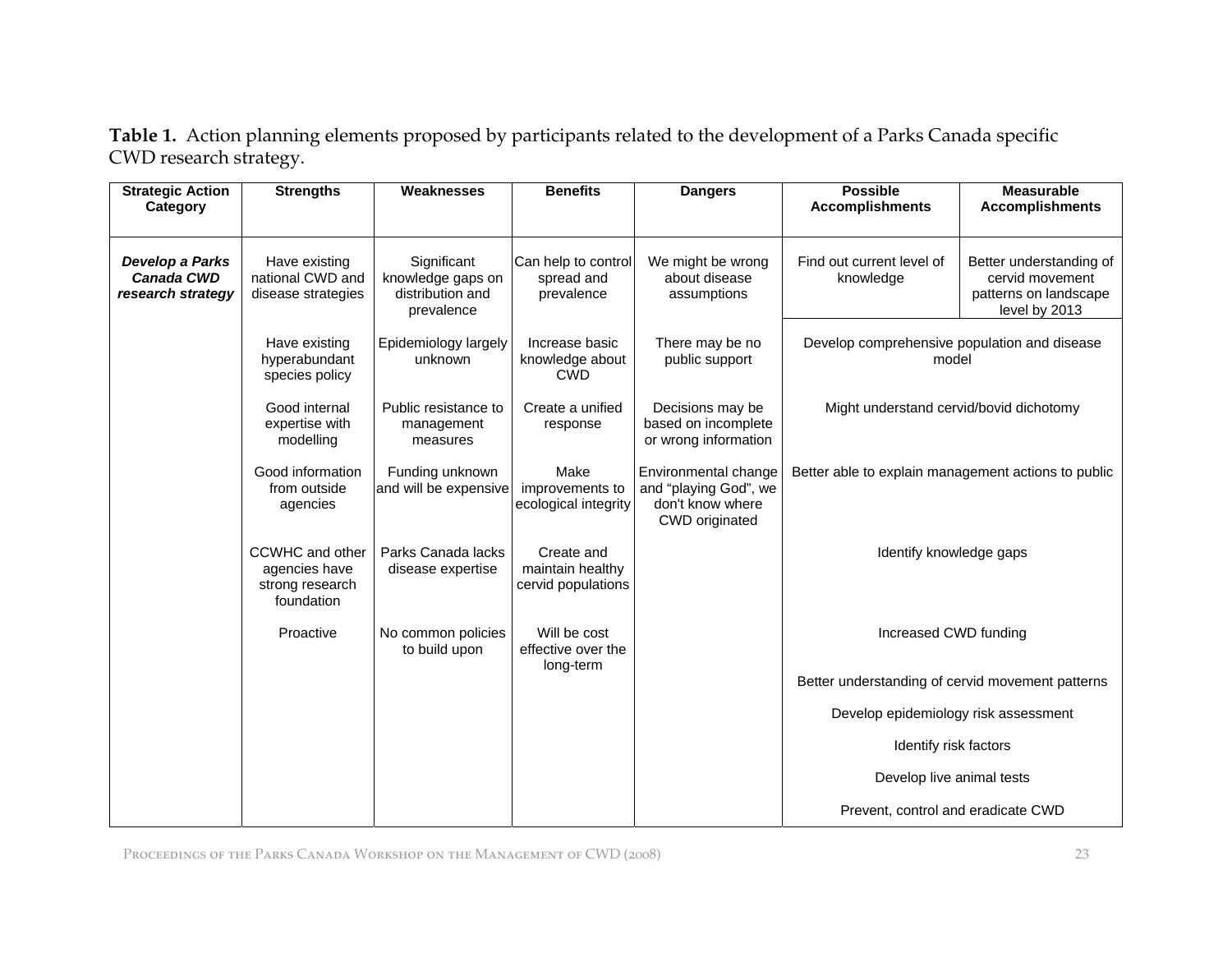**Table 1.** Action planning elements proposed by participants related to the development of a Parks Canada specific CWD research strategy.

| Strategic Action Category | Strengths | Weaknesses | Benefits | Dangers | Possible Accomplishments | Measurable Accomplishments |
|---|---|---|---|---|---|---|
| ***Develop a Parks Canada CWD research strategy*** | Have existing national CWD and disease strategies | Significant knowledge gaps on distribution and prevalence | Can help to control spread and prevalence | We might be wrong about disease assumptions | Find out current level of knowledge | Better understanding of cervid movement patterns on landscape level by 2013 |
| | Have existing hyperabundant species policy | Epidemiology largely unknown | Increase basic knowledge about CWD | There may be no public support | Develop comprehensive population and disease model | |
| | Good internal expertise with modelling | Public resistance to management measures | Create a unified response | Decisions may be based on incomplete or wrong information | Might understand cervid/bovid dichotomy | |
| | Good information from outside agencies | Funding unknown and will be expensive | Make improvements to ecological integrity | Environmental change and "playing God", we don't know where CWD originated | Better able to explain management actions to public | |
| | CCWHC and other agencies have strong research foundation | Parks Canada lacks disease expertise | Create and maintain healthy cervid populations | | Identify knowledge gaps | |
| | Proactive | No common policies to build upon | Will be cost effective over the long-term | | Increased CWD funding | |
| | | | | | Better understanding of cervid movement patterns | |
| | | | | | Develop epidemiology risk assessment | |
| | | | | | Identify risk factors | |
| | | | | | Develop live animal tests | |
| | | | | | Prevent, control and eradicate CWD | |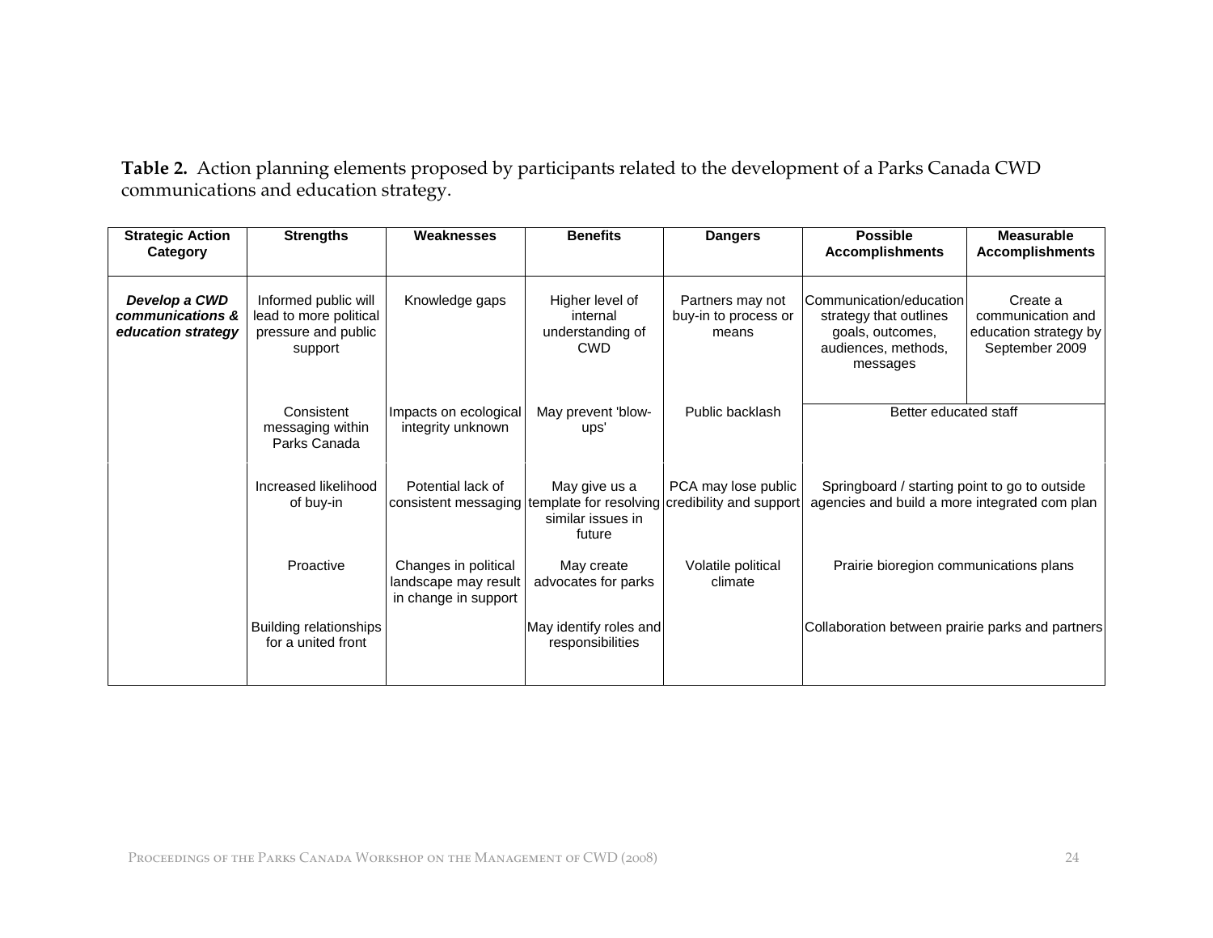**Table 2.** Action planning elements proposed by participants related to the development of a Parks Canada CWD communications and education strategy.

| Strategic Action Category | Strengths | Weaknesses | Benefits | Dangers | Possible Accomplishments | Measurable Accomplishments |
|---|---|---|---|---|---|---|
| ***Develop a CWD communications & education strategy*** | Informed public will lead to more political pressure and public support | Knowledge gaps | Higher level of internal understanding of CWD | Partners may not buy-in to process or means | Communication/education strategy that outlines goals, outcomes, audiences, methods, messages | Create a communication and education strategy by September 2009 |
| | Consistent messaging within Parks Canada | Impacts on ecological integrity unknown | May prevent 'blow-ups' | Public backlash | Better educated staff | |
| | Increased likelihood of buy-in | Potential lack of consistent messaging | May give us a template for resolving similar issues in future | PCA may lose public credibility and support | Springboard / starting point to go to outside agencies and build a more integrated com plan | |
| | Proactive | Changes in political landscape may result in change in support | May create advocates for parks | Volatile political climate | Prairie bioregion communications plans | |
| | Building relationships for a united front | | May identify roles and responsibilities | | Collaboration between prairie parks and partners | |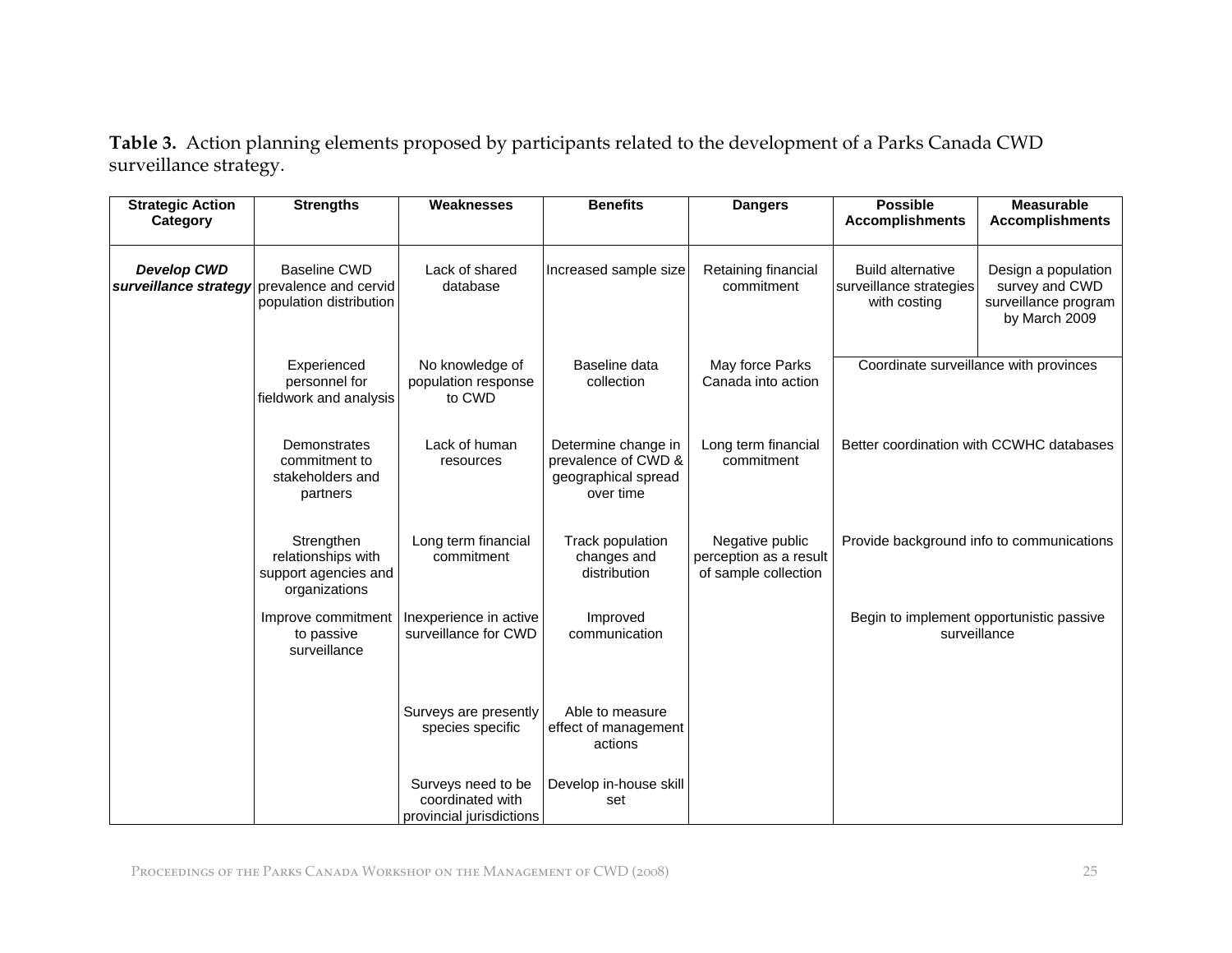**Table 3.** Action planning elements proposed by participants related to the development of a Parks Canada CWD surveillance strategy.

| Strategic Action Category | Strengths | Weaknesses | Benefits | Dangers | Possible Accomplishments | Measurable Accomplishments |
|---|---|---|---|---|---|---|
| ***Develop CWD surveillance strategy*** | Baseline CWD prevalence and cervid population distribution | Lack of shared database | Increased sample size | Retaining financial commitment | Build alternative surveillance strategies with costing | Design a population survey and CWD surveillance program by March 2009 |
| | Experienced personnel for fieldwork and analysis | No knowledge of population response to CWD | Baseline data collection | May force Parks Canada into action | Coordinate surveillance with provinces | |
| | Demonstrates commitment to stakeholders and partners | Lack of human resources | Determine change in prevalence of CWD & geographical spread over time | Long term financial commitment | Better coordination with CCWHC databases | |
| | Strengthen relationships with support agencies and organizations | Long term financial commitment | Track population changes and distribution | Negative public perception as a result of sample collection | Provide background info to communications | |
| | Improve commitment to passive surveillance | Inexperience in active surveillance for CWD | Improved communication | | Begin to implement opportunistic passive surveillance | |
| | | Surveys are presently species specific | Able to measure effect of management actions | | | |
| | | Surveys need to be coordinated with provincial jurisdictions | Develop in-house skill set | | | |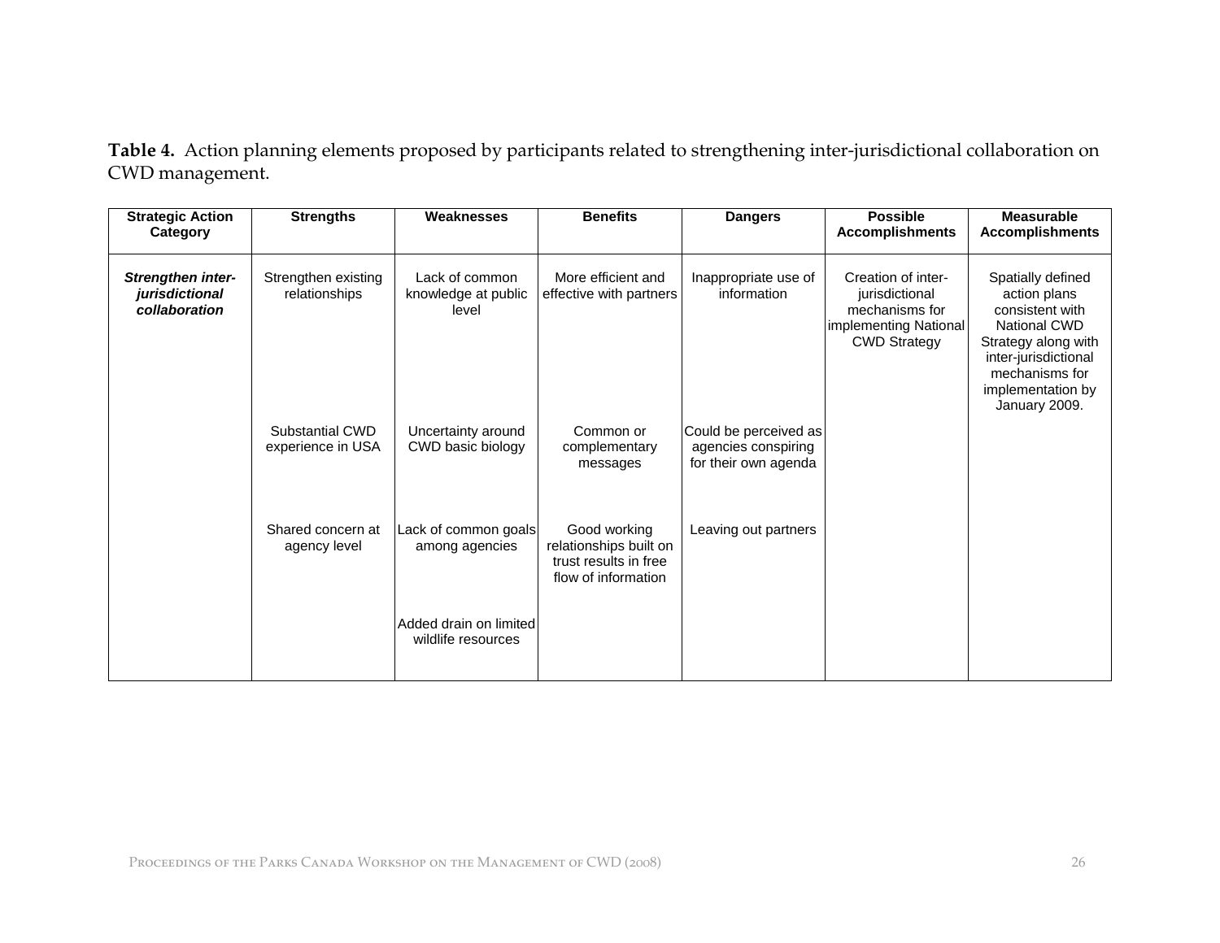**Table 4.** Action planning elements proposed by participants related to strengthening inter-jurisdictional collaboration on CWD management.

| Strategic Action Category | Strengths | Weaknesses | Benefits | Dangers | Possible Accomplishments | Measurable Accomplishments |
|---|---|---|---|---|---|---|
| ***Strengthen inter-jurisdictional collaboration*** | Strengthen existing relationships | Lack of common knowledge at public level | More efficient and effective with partners | Inappropriate use of information | Creation of inter-jurisdictional mechanisms for implementing National CWD Strategy | Spatially defined action plans consistent with National CWD Strategy along with inter-jurisdictional mechanisms for implementation by January 2009. |
| | Substantial CWD experience in USA | Uncertainty around CWD basic biology | Common or complementary messages | Could be perceived as agencies conspiring for their own agenda | | |
| | Shared concern at agency level | Lack of common goals among agencies | Good working relationships built on trust results in free flow of information | Leaving out partners | | |
| | | Added drain on limited wildlife resources | | | | |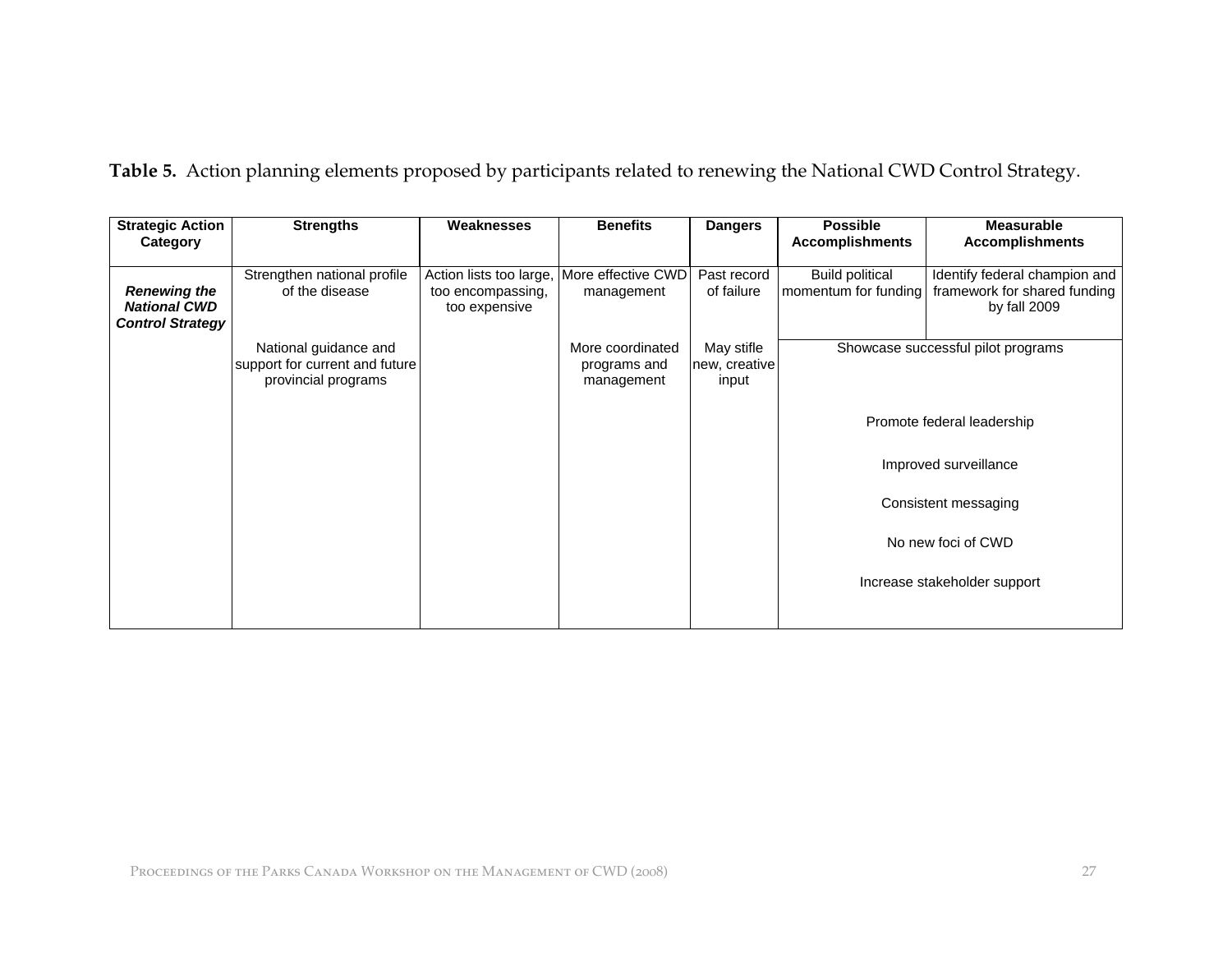**Table 5.** Action planning elements proposed by participants related to renewing the National CWD Control Strategy.

| Strategic Action Category | Strengths | Weaknesses | Benefits | Dangers | Possible Accomplishments | Measurable Accomplishments |
|---|---|---|---|---|---|---|
| ***Renewing the National CWD Control Strategy*** | Strengthen national profile of the disease | Action lists too large, too encompassing, too expensive | More effective CWD management | Past record of failure | Build political momentum for funding | Identify federal champion and framework for shared funding by fall 2009 |
| | National guidance and support for current and future provincial programs | | More coordinated programs and management | May stifle new, creative input | Showcase successful pilot programs | |
| | | | | | Promote federal leadership | |
| | | | | | Improved surveillance | |
| | | | | | Consistent messaging | |
| | | | | | No new foci of CWD | |
| | | | | | Increase stakeholder support | |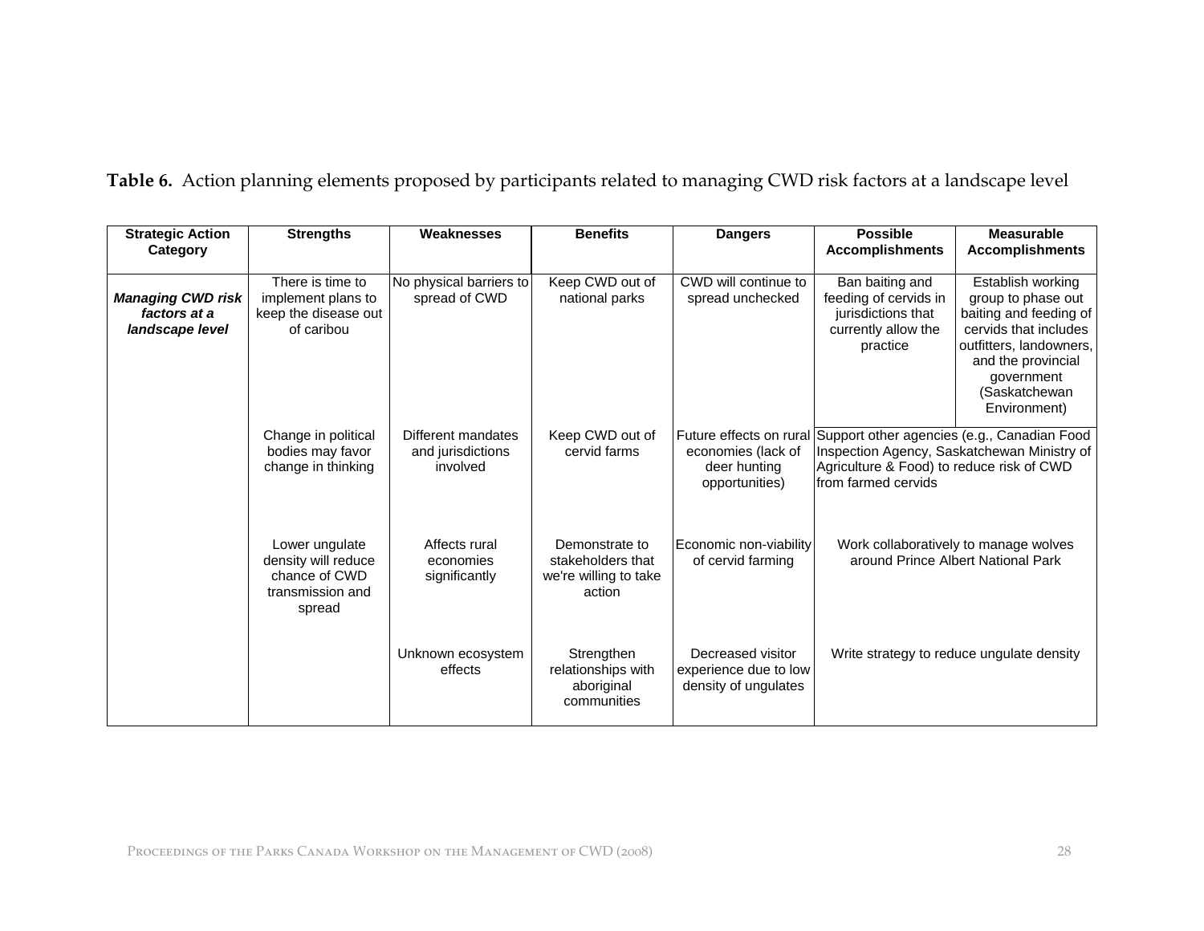**Table 6.** Action planning elements proposed by participants related to managing CWD risk factors at a landscape level

| Strategic Action Category | Strengths | Weaknesses | Benefits | Dangers | Possible Accomplishments | Measurable Accomplishments |
|---|---|---|---|---|---|---|
| ***Managing CWD risk factors at a landscape level*** | There is time to implement plans to keep the disease out of caribou | No physical barriers to spread of CWD | Keep CWD out of national parks | CWD will continue to spread unchecked | Ban baiting and feeding of cervids in jurisdictions that currently allow the practice | Establish working group to phase out baiting and feeding of cervids that includes outfitters, landowners, and the provincial government (Saskatchewan Environment) |
| | Change in political bodies may favor change in thinking | Different mandates and jurisdictions involved | Keep CWD out of cervid farms | Future effects on rural economies (lack of deer hunting opportunities) | Support other agencies (e.g., Canadian Food Inspection Agency, Saskatchewan Ministry of Agriculture & Food) to reduce risk of CWD from farmed cervids | |
| | Lower ungulate density will reduce chance of CWD transmission and spread | Affects rural economies significantly | Demonstrate to stakeholders that we're willing to take action | Economic non-viability of cervid farming | Work collaboratively to manage wolves around Prince Albert National Park | |
| | | Unknown ecosystem effects | Strengthen relationships with aboriginal communities | Decreased visitor experience due to low density of ungulates | Write strategy to reduce ungulate density | |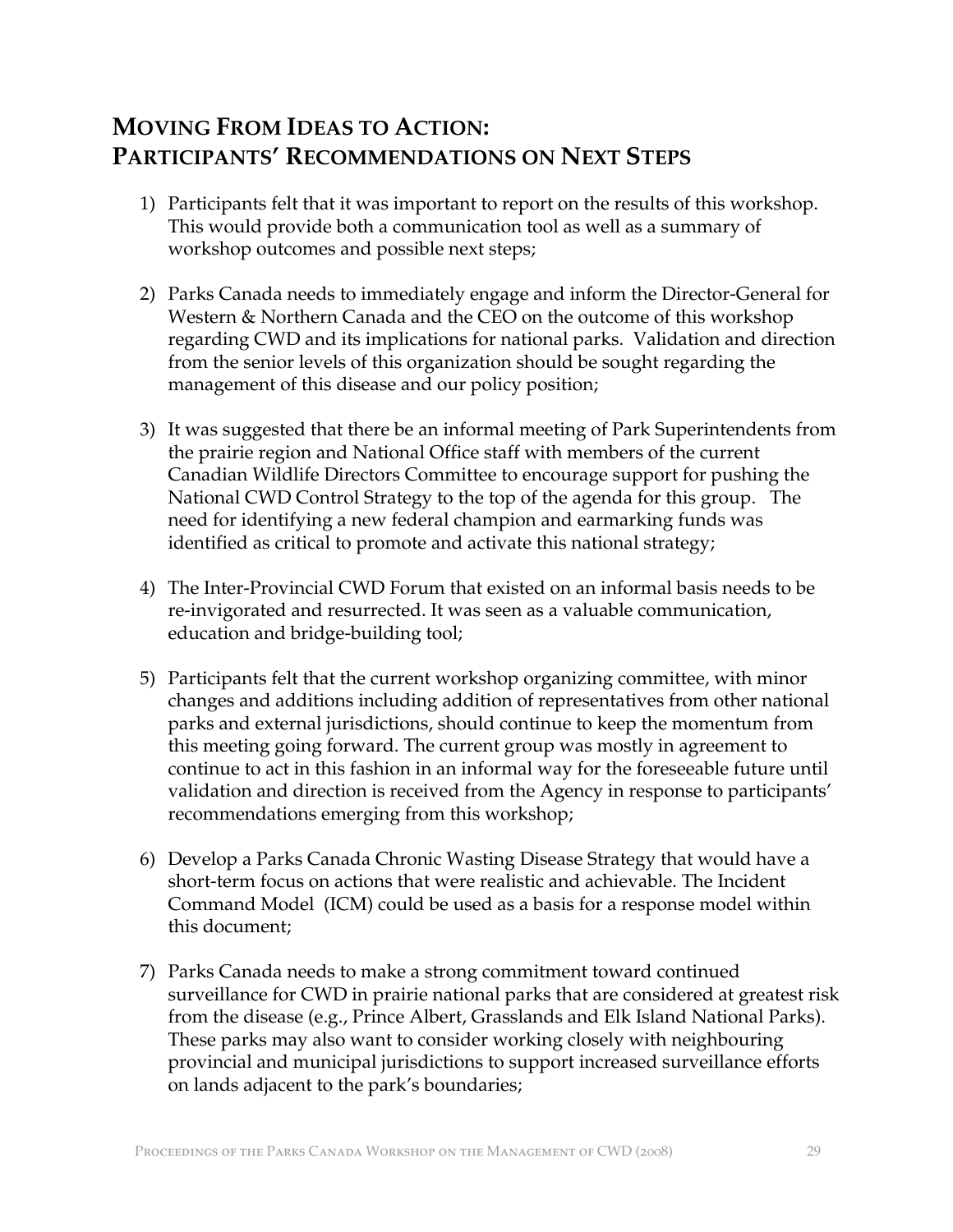## MOVING FROM IDEAS TO ACTION: PARTICIPANTS' RECOMMENDATIONS ON NEXT STEPS

1) Participants felt that it was important to report on the results of this workshop. This would provide both a communication tool as well as a summary of workshop outcomes and possible next steps;

2) Parks Canada needs to immediately engage and inform the Director-General for Western & Northern Canada and the CEO on the outcome of this workshop regarding CWD and its implications for national parks. Validation and direction from the senior levels of this organization should be sought regarding the management of this disease and our policy position;

3) It was suggested that there be an informal meeting of Park Superintendents from the prairie region and National Office staff with members of the current Canadian Wildlife Directors Committee to encourage support for pushing the National CWD Control Strategy to the top of the agenda for this group. The need for identifying a new federal champion and earmarking funds was identified as critical to promote and activate this national strategy;

4) The Inter-Provincial CWD Forum that existed on an informal basis needs to be re-invigorated and resurrected. It was seen as a valuable communication, education and bridge-building tool;

5) Participants felt that the current workshop organizing committee, with minor changes and additions including addition of representatives from other national parks and external jurisdictions, should continue to keep the momentum from this meeting going forward. The current group was mostly in agreement to continue to act in this fashion in an informal way for the foreseeable future until validation and direction is received from the Agency in response to participants' recommendations emerging from this workshop;

6) Develop a Parks Canada Chronic Wasting Disease Strategy that would have a short-term focus on actions that were realistic and achievable. The Incident Command Model (ICM) could be used as a basis for a response model within this document;

7) Parks Canada needs to make a strong commitment toward continued surveillance for CWD in prairie national parks that are considered at greatest risk from the disease (e.g., Prince Albert, Grasslands and Elk Island National Parks). These parks may also want to consider working closely with neighbouring provincial and municipal jurisdictions to support increased surveillance efforts on lands adjacent to the park's boundaries;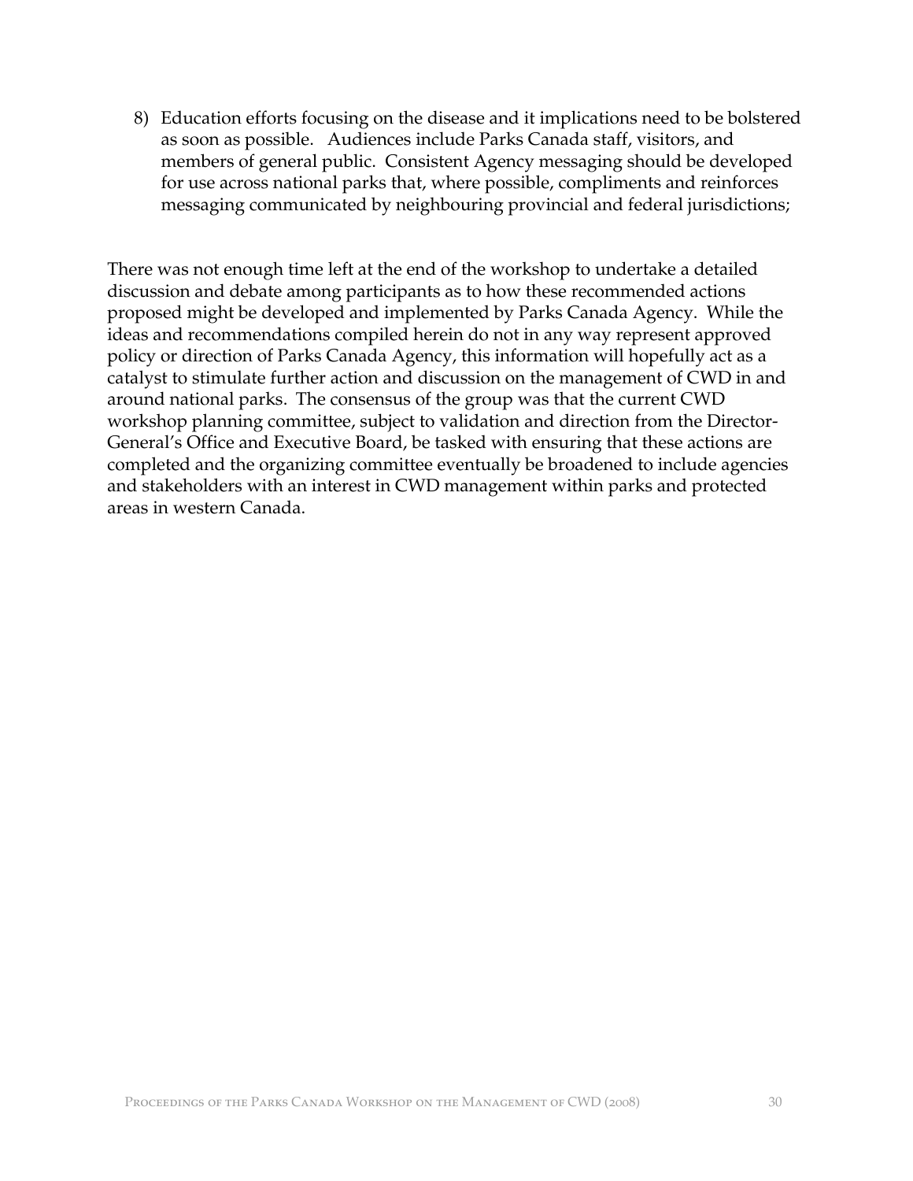8) Education efforts focusing on the disease and it implications need to be bolstered as soon as possible. Audiences include Parks Canada staff, visitors, and members of general public. Consistent Agency messaging should be developed for use across national parks that, where possible, compliments and reinforces messaging communicated by neighbouring provincial and federal jurisdictions;

There was not enough time left at the end of the workshop to undertake a detailed discussion and debate among participants as to how these recommended actions proposed might be developed and implemented by Parks Canada Agency. While the ideas and recommendations compiled herein do not in any way represent approved policy or direction of Parks Canada Agency, this information will hopefully act as a catalyst to stimulate further action and discussion on the management of CWD in and around national parks. The consensus of the group was that the current CWD workshop planning committee, subject to validation and direction from the Director-General's Office and Executive Board, be tasked with ensuring that these actions are completed and the organizing committee eventually be broadened to include agencies and stakeholders with an interest in CWD management within parks and protected areas in western Canada.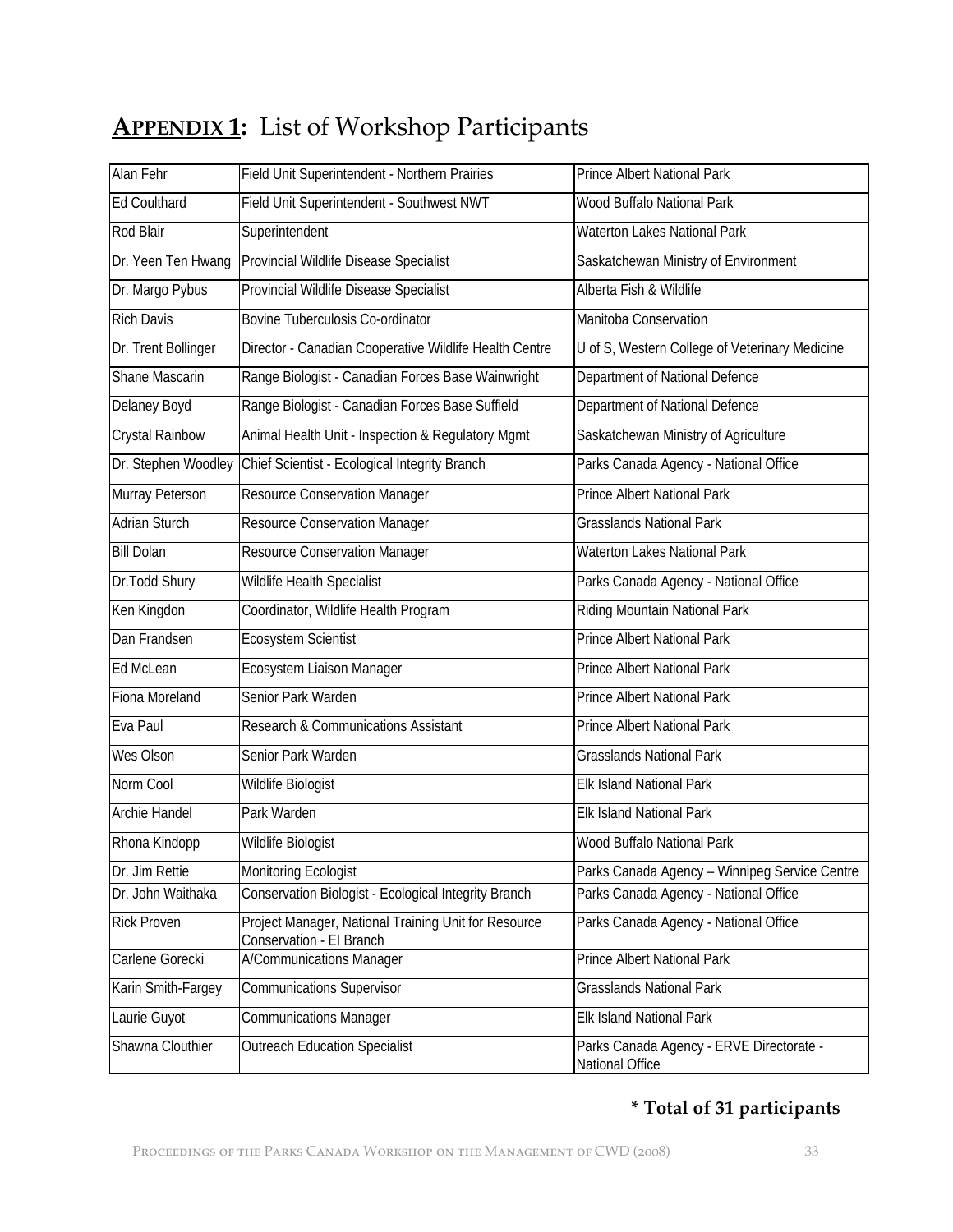# **APPENDIX 1:** List of Workshop Participants

| Name | Position | Organization |
|---|---|---|
| Alan Fehr | Field Unit Superintendent - Northern Prairies | Prince Albert National Park |
| Ed Coulthard | Field Unit Superintendent - Southwest NWT | Wood Buffalo National Park |
| Rod Blair | Superintendent | Waterton Lakes National Park |
| Dr. Yeen Ten Hwang | Provincial Wildlife Disease Specialist | Saskatchewan Ministry of Environment |
| Dr. Margo Pybus | Provincial Wildlife Disease Specialist | Alberta Fish & Wildlife |
| Rich Davis | Bovine Tuberculosis Co-ordinator | Manitoba Conservation |
| Dr. Trent Bollinger | Director - Canadian Cooperative Wildlife Health Centre | U of S, Western College of Veterinary Medicine |
| Shane Mascarin | Range Biologist - Canadian Forces Base Wainwright | Department of National Defence |
| Delaney Boyd | Range Biologist - Canadian Forces Base Suffield | Department of National Defence |
| Crystal Rainbow | Animal Health Unit - Inspection & Regulatory Mgmt | Saskatchewan Ministry of Agriculture |
| Dr. Stephen Woodley | Chief Scientist - Ecological Integrity Branch | Parks Canada Agency - National Office |
| Murray Peterson | Resource Conservation Manager | Prince Albert National Park |
| Adrian Sturch | Resource Conservation Manager | Grasslands National Park |
| Bill Dolan | Resource Conservation Manager | Waterton Lakes National Park |
| Dr.Todd Shury | Wildlife Health Specialist | Parks Canada Agency - National Office |
| Ken Kingdon | Coordinator, Wildlife Health Program | Riding Mountain National Park |
| Dan Frandsen | Ecosystem Scientist | Prince Albert National Park |
| Ed McLean | Ecosystem Liaison Manager | Prince Albert National Park |
| Fiona Moreland | Senior Park Warden | Prince Albert National Park |
| Eva Paul | Research & Communications Assistant | Prince Albert National Park |
| Wes Olson | Senior Park Warden | Grasslands National Park |
| Norm Cool | Wildlife Biologist | Elk Island National Park |
| Archie Handel | Park Warden | Elk Island National Park |
| Rhona Kindopp | Wildlife Biologist | Wood Buffalo National Park |
| Dr. Jim Rettie | Monitoring Ecologist | Parks Canada Agency – Winnipeg Service Centre |
| Dr. John Waithaka | Conservation Biologist - Ecological Integrity Branch | Parks Canada Agency - National Office |
| Rick Proven | Project Manager, National Training Unit for Resource Conservation - EI Branch | Parks Canada Agency - National Office |
| Carlene Gorecki | A/Communications Manager | Prince Albert National Park |
| Karin Smith-Fargey | Communications Supervisor | Grasslands National Park |
| Laurie Guyot | Communications Manager | Elk Island National Park |
| Shawna Clouthier | Outreach Education Specialist | Parks Canada Agency - ERVE Directorate - National Office |

**\* Total of 31 participants**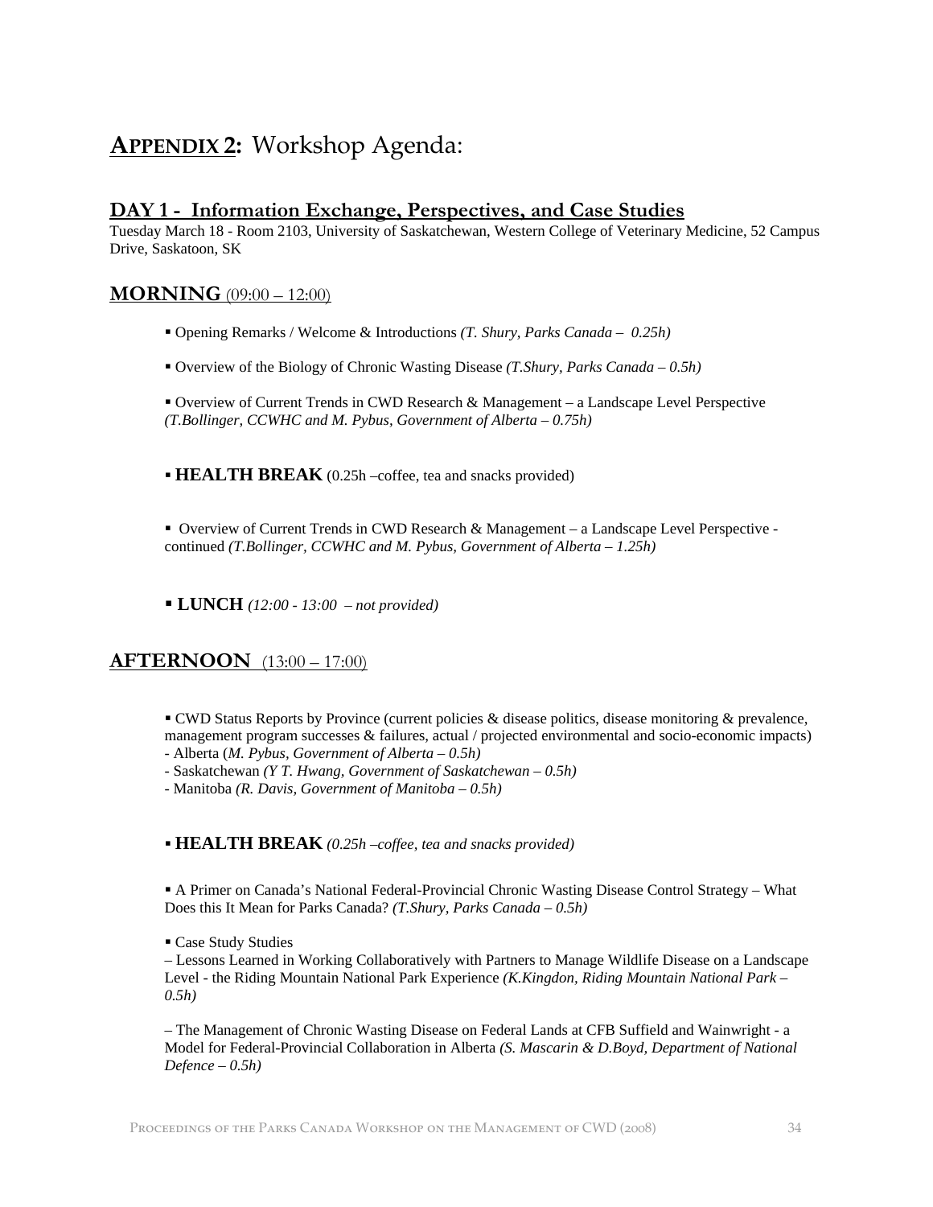# APPENDIX 2: Workshop Agenda:

## DAY 1 - Information Exchange, Perspectives, and Case Studies

Tuesday March 18 - Room 2103, University of Saskatchewan, Western College of Veterinary Medicine, 52 Campus Drive, Saskatoon, SK

## MORNING (09:00 – 12:00)

- Opening Remarks / Welcome & Introductions *(T. Shury, Parks Canada – 0.25h)*
- Overview of the Biology of Chronic Wasting Disease *(T.Shury, Parks Canada – 0.5h)*
- Overview of Current Trends in CWD Research & Management – a Landscape Level Perspective *(T.Bollinger, CCWHC and M. Pybus, Government of Alberta – 0.75h)*
- **HEALTH BREAK** (0.25h –coffee, tea and snacks provided)
- Overview of Current Trends in CWD Research & Management – a Landscape Level Perspective - continued *(T.Bollinger, CCWHC and M. Pybus, Government of Alberta – 1.25h)*
- **LUNCH** *(12:00 - 13:00 – not provided)*

## AFTERNOON (13:00 – 17:00)

- CWD Status Reports by Province (current policies & disease politics, disease monitoring & prevalence, management program successes & failures, actual / projected environmental and socio-economic impacts)
  - Alberta (*M. Pybus, Government of Alberta – 0.5h)*
  - Saskatchewan *(Y T. Hwang, Government of Saskatchewan – 0.5h)*
  - Manitoba *(R. Davis, Government of Manitoba – 0.5h)*
- **HEALTH BREAK** *(0.25h –coffee, tea and snacks provided)*
- A Primer on Canada's National Federal-Provincial Chronic Wasting Disease Control Strategy – What Does this It Mean for Parks Canada? *(T.Shury, Parks Canada – 0.5h)*
- Case Study Studies

  – Lessons Learned in Working Collaboratively with Partners to Manage Wildlife Disease on a Landscape Level - the Riding Mountain National Park Experience *(K.Kingdon, Riding Mountain National Park – 0.5h)*

  – The Management of Chronic Wasting Disease on Federal Lands at CFB Suffield and Wainwright - a Model for Federal-Provincial Collaboration in Alberta *(S. Mascarin & D.Boyd, Department of National Defence – 0.5h)*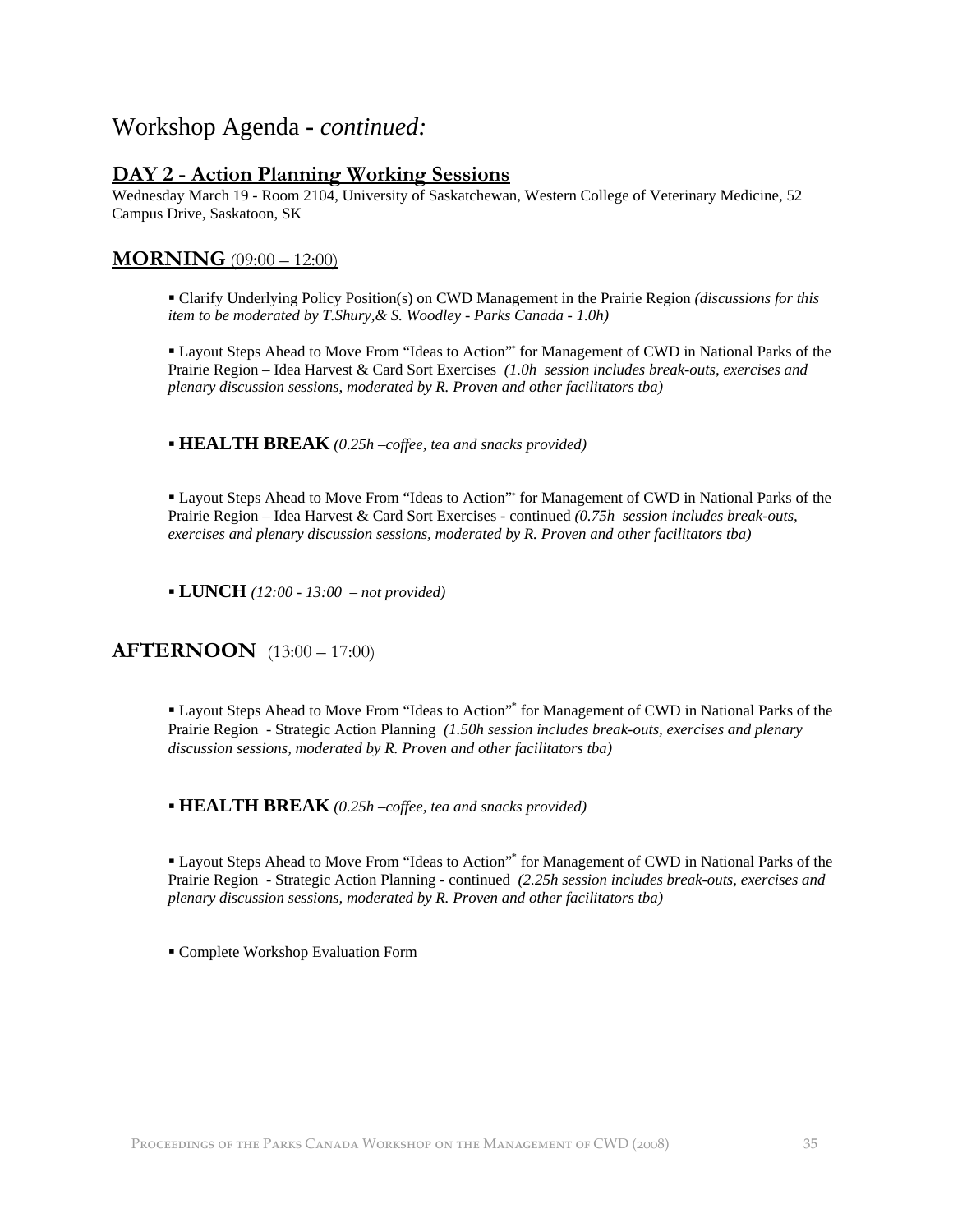# Workshop Agenda - *continued:*

## DAY 2 - Action Planning Working Sessions

Wednesday March 19 - Room 2104, University of Saskatchewan, Western College of Veterinary Medicine, 52 Campus Drive, Saskatoon, SK

## MORNING (09:00 – 12:00)

- Clarify Underlying Policy Position(s) on CWD Management in the Prairie Region *(discussions for this item to be moderated by T.Shury,& S. Woodley - Parks Canada - 1.0h)*

- Layout Steps Ahead to Move From "Ideas to Action"* for Management of CWD in National Parks of the Prairie Region – Idea Harvest & Card Sort Exercises *(1.0h session includes break-outs, exercises and plenary discussion sessions, moderated by R. Proven and other facilitators tba)*

- **HEALTH BREAK** *(0.25h –coffee, tea and snacks provided)*

- Layout Steps Ahead to Move From "Ideas to Action"* for Management of CWD in National Parks of the Prairie Region – Idea Harvest & Card Sort Exercises - continued *(0.75h session includes break-outs, exercises and plenary discussion sessions, moderated by R. Proven and other facilitators tba)*

- **LUNCH** *(12:00 - 13:00 – not provided)*

## AFTERNOON (13:00 – 17:00)

- Layout Steps Ahead to Move From "Ideas to Action"* for Management of CWD in National Parks of the Prairie Region - Strategic Action Planning *(1.50h session includes break-outs, exercises and plenary discussion sessions, moderated by R. Proven and other facilitators tba)*

- **HEALTH BREAK** *(0.25h –coffee, tea and snacks provided)*

- Layout Steps Ahead to Move From "Ideas to Action"* for Management of CWD in National Parks of the Prairie Region - Strategic Action Planning - continued *(2.25h session includes break-outs, exercises and plenary discussion sessions, moderated by R. Proven and other facilitators tba)*

- Complete Workshop Evaluation Form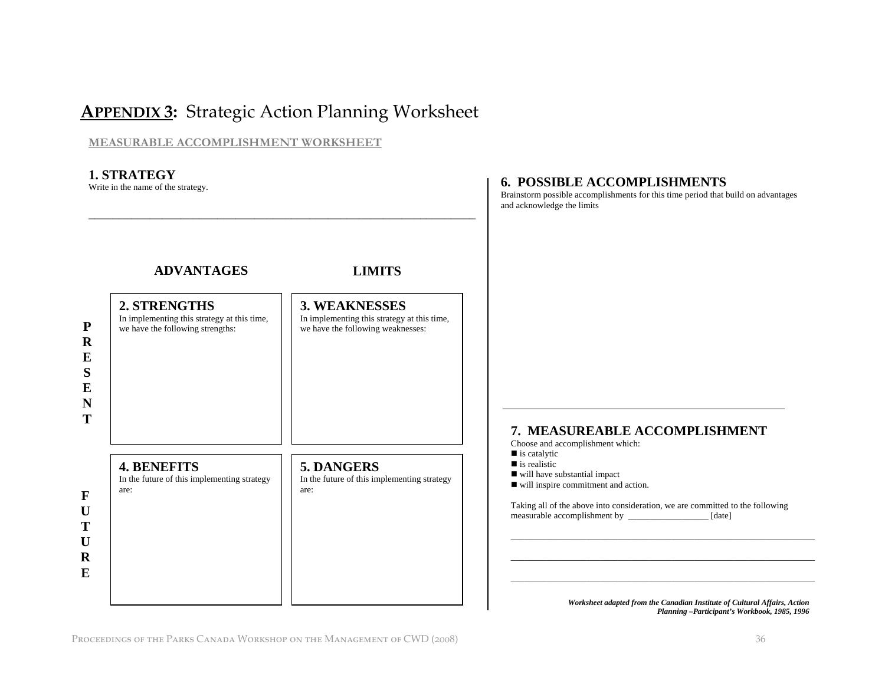# APPENDIX 3: Strategic Action Planning Worksheet

## MEASURABLE ACCOMPLISHMENT WORKSHEET

### 1. STRATEGY

Write in the name of the strategy.

\_\_\_\_\_\_\_\_\_\_\_\_\_\_\_\_\_\_\_\_\_\_\_\_\_\_\_\_\_\_\_\_\_\_\_\_\_\_\_\_\_\_\_\_\_\_\_\_\_\_\_\_\_\_\_\_\_\_\_\_\_\_\_\_\_\_\_\_

| | ADVANTAGES | LIMITS |
|---|---|---|
| **PRESENT** | **2. STRENGTHS**<br>In implementing this strategy at this time, we have the following strengths: | **3. WEAKNESSES**<br>In implementing this strategy at this time, we have the following weaknesses: |
| **FUTURE** | **4. BENEFITS**<br>In the future of this implementing strategy are: | **5. DANGERS**<br>In the future of this implementing strategy are: |

### 6. POSSIBLE ACCOMPLISHMENTS

Brainstorm possible accomplishments for this time period that build on advantages and acknowledge the limits

### 7. MEASUREABLE ACCOMPLISHMENT

Choose and accomplishment which:

- is catalytic
- is realistic
- will have substantial impact
- will inspire commitment and action.

Taking all of the above into consideration, we are committed to the following measurable accomplishment by \_\_\_\_\_\_\_\_\_\_\_\_\_\_\_\_\_\_ [date]

\_\_\_\_\_\_\_\_\_\_\_\_\_\_\_\_\_\_\_\_\_\_\_\_\_\_\_\_\_\_\_\_\_\_\_\_\_\_\_\_\_\_\_\_\_\_\_\_\_\_\_\_\_\_\_\_\_\_\_\_\_\_\_\_

\_\_\_\_\_\_\_\_\_\_\_\_\_\_\_\_\_\_\_\_\_\_\_\_\_\_\_\_\_\_\_\_\_\_\_\_\_\_\_\_\_\_\_\_\_\_\_\_\_\_\_\_\_\_\_\_\_\_\_\_\_\_\_\_

\_\_\_\_\_\_\_\_\_\_\_\_\_\_\_\_\_\_\_\_\_\_\_\_\_\_\_\_\_\_\_\_\_\_\_\_\_\_\_\_\_\_\_\_\_\_\_\_\_\_\_\_\_\_\_\_\_\_\_\_\_\_\_\_

***Worksheet adapted from the Canadian Institute of Cultural Affairs, Action Planning –Participant's Workbook, 1985, 1996***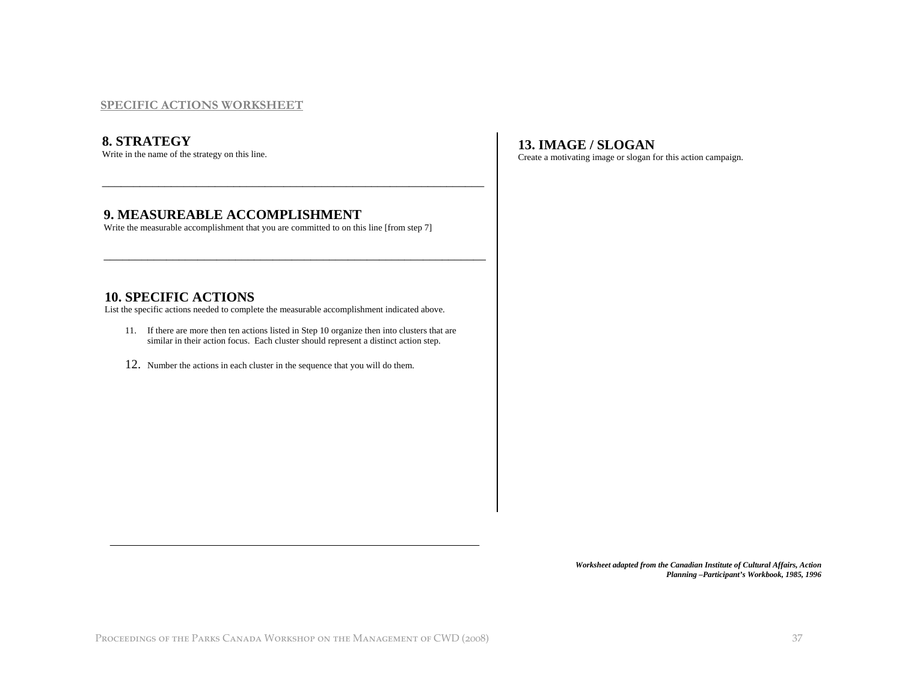SPECIFIC ACTIONS WORKSHEET

## 8. STRATEGY

Write in the name of the strategy on this line.

\_\_\_\_\_\_\_\_\_\_\_\_\_\_\_\_\_\_\_\_\_\_\_\_\_\_\_\_\_\_\_\_\_\_\_\_\_\_\_\_\_\_\_\_\_\_\_\_\_\_\_\_\_\_\_\_\_\_\_\_\_\_\_\_\_\_\_\_\_\_

## 9. MEASUREABLE ACCOMPLISHMENT

Write the measurable accomplishment that you are committed to on this line [from step 7]

\_\_\_\_\_\_\_\_\_\_\_\_\_\_\_\_\_\_\_\_\_\_\_\_\_\_\_\_\_\_\_\_\_\_\_\_\_\_\_\_\_\_\_\_\_\_\_\_\_\_\_\_\_\_\_\_\_\_\_\_\_\_\_\_\_\_\_\_\_\_

## 10. SPECIFIC ACTIONS

List the specific actions needed to complete the measurable accomplishment indicated above.

11. If there are more then ten actions listed in Step 10 organize then into clusters that are similar in their action focus. Each cluster should represent a distinct action step.

12. Number the actions in each cluster in the sequence that you will do them.

## 13. IMAGE / SLOGAN

Create a motivating image or slogan for this action campaign.

***Worksheet adapted from the Canadian Institute of Cultural Affairs, Action Planning –Participant's Workbook, 1985, 1996***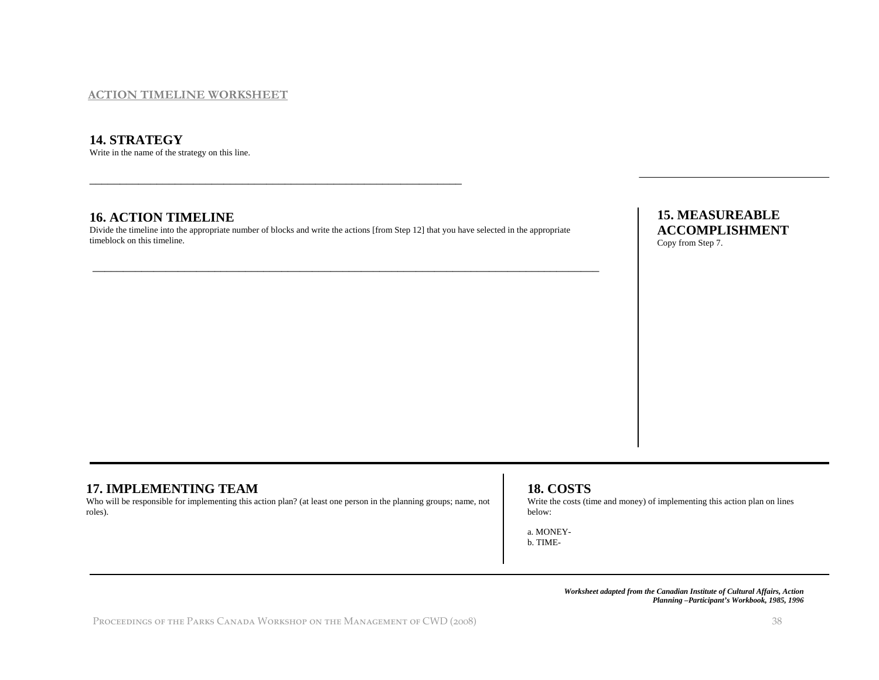ACTION TIMELINE WORKSHEET

## 14. STRATEGY

Write in the name of the strategy on this line.

_______________________________________________________________________

## 16. ACTION TIMELINE

Divide the timeline into the appropriate number of blocks and write the actions [from Step 12] that you have selected in the appropriate timeblock on this timeline.

_______________________________________________________________________

## 15. MEASUREABLE ACCOMPLISHMENT

Copy from Step 7.

## 17. IMPLEMENTING TEAM

Who will be responsible for implementing this action plan? (at least one person in the planning groups; name, not roles).

## 18. COSTS

Write the costs (time and money) of implementing this action plan on lines below:

a. MONEY-

b. TIME-

***Worksheet adapted from the Canadian Institute of Cultural Affairs, Action Planning –Participant's Workbook, 1985, 1996***